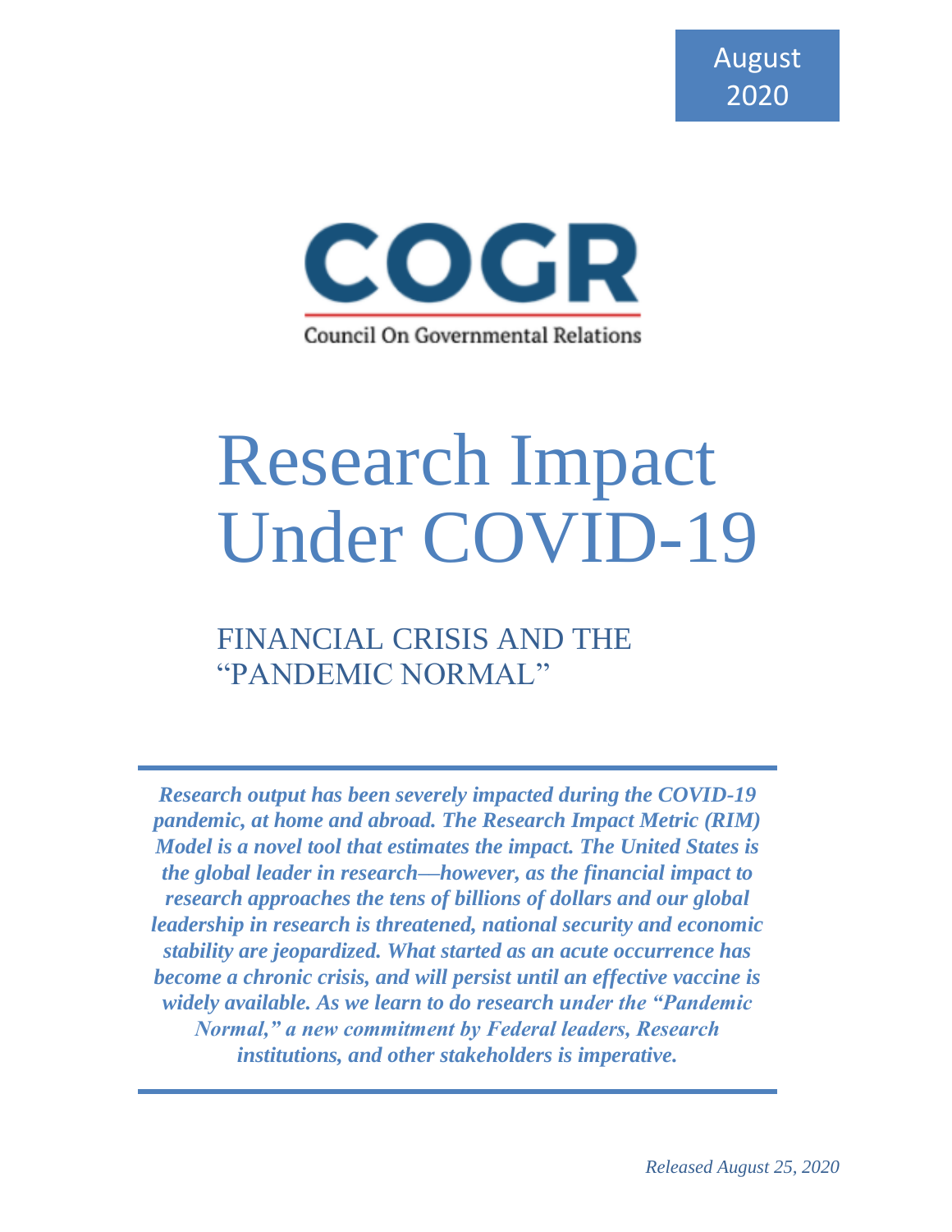August 2020

COGR

Council On Governmental Relations

# Research Impact Under COVID-19

## FINANCIAL CRISIS AND THE "PANDEMIC NORMAL"

***Research output has been severely impacted during the COVID-19 pandemic, at home and abroad. The Research Impact Metric (RIM) Model is a novel tool that estimates the impact. The United States is the global leader in research—however, as the financial impact to research approaches the tens of billions of dollars and our global leadership in research is threatened, national security and economic stability are jeopardized. What started as an acute occurrence has become a chronic crisis, and will persist until an effective vaccine is widely available. As we learn to do research under the "Pandemic Normal," a new commitment by Federal leaders, Research institutions, and other stakeholders is imperative.***

*Released August 25, 2020*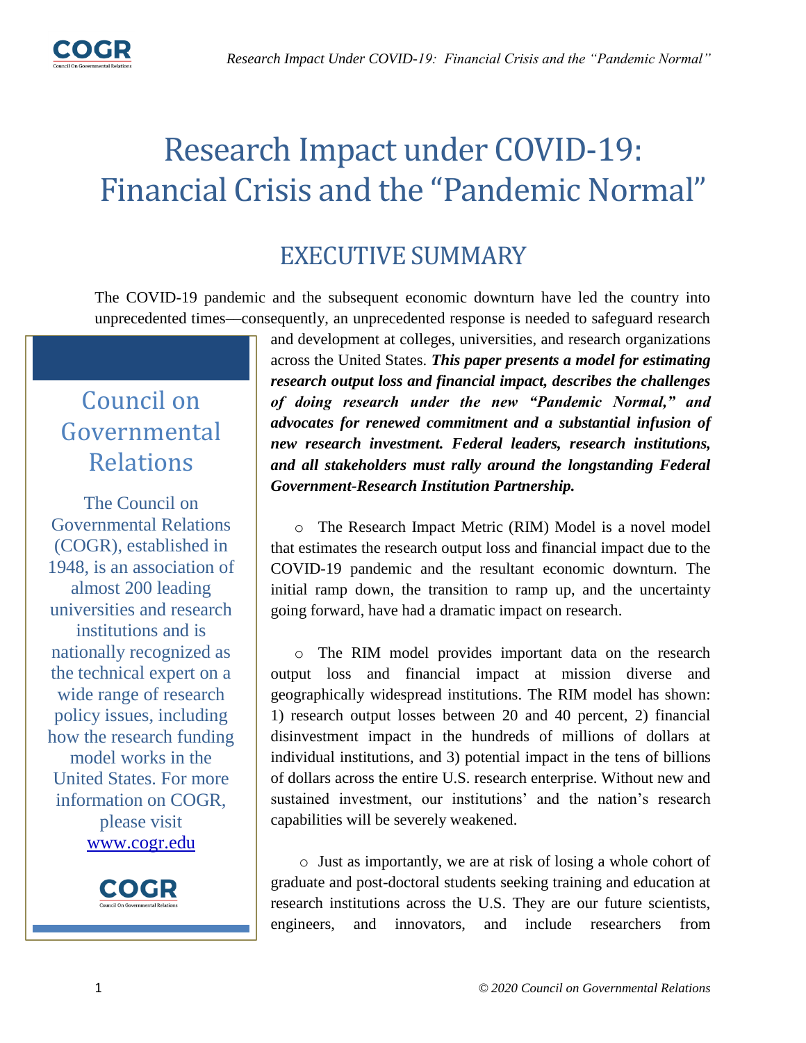# Research Impact under COVID-19: Financial Crisis and the "Pandemic Normal"

## EXECUTIVE SUMMARY

The COVID-19 pandemic and the subsequent economic downturn have led the country into unprecedented times—consequently, an unprecedented response is needed to safeguard research and development at colleges, universities, and research organizations across the United States. ***This paper presents a model for estimating research output loss and financial impact, describes the challenges of doing research under the new "Pandemic Normal," and advocates for renewed commitment and a substantial infusion of new research investment. Federal leaders, research institutions, and all stakeholders must rally around the longstanding Federal Government-Research Institution Partnership.***

- The Research Impact Metric (RIM) Model is a novel model that estimates the research output loss and financial impact due to the COVID-19 pandemic and the resultant economic downturn. The initial ramp down, the transition to ramp up, and the uncertainty going forward, have had a dramatic impact on research.

- The RIM model provides important data on the research output loss and financial impact at mission diverse and geographically widespread institutions. The RIM model has shown: 1) research output losses between 20 and 40 percent, 2) financial disinvestment impact in the hundreds of millions of dollars at individual institutions, and 3) potential impact in the tens of billions of dollars across the entire U.S. research enterprise. Without new and sustained investment, our institutions' and the nation's research capabilities will be severely weakened.

- Just as importantly, we are at risk of losing a whole cohort of graduate and post-doctoral students seeking training and education at research institutions across the U.S. They are our future scientists, engineers, and innovators, and include researchers from

> **Council on Governmental Relations**
>
> The Council on Governmental Relations (COGR), established in 1948, is an association of almost 200 leading universities and research institutions and is nationally recognized as the technical expert on a wide range of research policy issues, including how the research funding model works in the United States. For more information on COGR, please visit [www.cogr.edu](www.cogr.edu)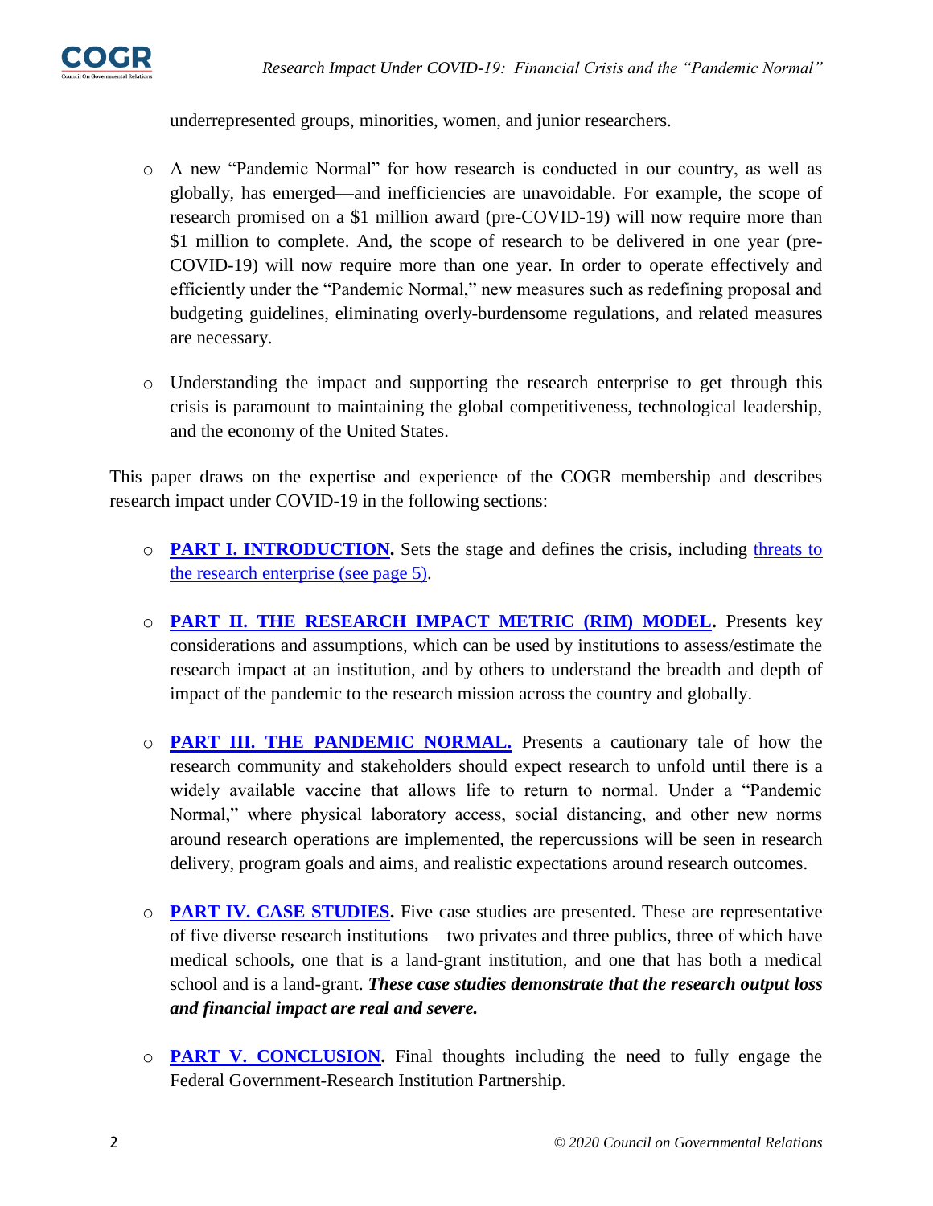underrepresented groups, minorities, women, and junior researchers.

- A new "Pandemic Normal" for how research is conducted in our country, as well as globally, has emerged—and inefficiencies are unavoidable. For example, the scope of research promised on a $1 million award (pre-COVID-19) will now require more than $1 million to complete. And, the scope of research to be delivered in one year (pre-COVID-19) will now require more than one year. In order to operate effectively and efficiently under the "Pandemic Normal," new measures such as redefining proposal and budgeting guidelines, eliminating overly-burdensome regulations, and related measures are necessary.

- Understanding the impact and supporting the research enterprise to get through this crisis is paramount to maintaining the global competitiveness, technological leadership, and the economy of the United States.

This paper draws on the expertise and experience of the COGR membership and describes research impact under COVID-19 in the following sections:

- **PART I. INTRODUCTION.** Sets the stage and defines the crisis, including threats to the research enterprise (see page 5).

- **PART II. THE RESEARCH IMPACT METRIC (RIM) MODEL.** Presents key considerations and assumptions, which can be used by institutions to assess/estimate the research impact at an institution, and by others to understand the breadth and depth of impact of the pandemic to the research mission across the country and globally.

- **PART III. THE PANDEMIC NORMAL.** Presents a cautionary tale of how the research community and stakeholders should expect research to unfold until there is a widely available vaccine that allows life to return to normal. Under a "Pandemic Normal," where physical laboratory access, social distancing, and other new norms around research operations are implemented, the repercussions will be seen in research delivery, program goals and aims, and realistic expectations around research outcomes.

- **PART IV. CASE STUDIES.** Five case studies are presented. These are representative of five diverse research institutions—two privates and three publics, three of which have medical schools, one that is a land-grant institution, and one that has both a medical school and is a land-grant. ***These case studies demonstrate that the research output loss and financial impact are real and severe.***

- **PART V. CONCLUSION.** Final thoughts including the need to fully engage the Federal Government-Research Institution Partnership.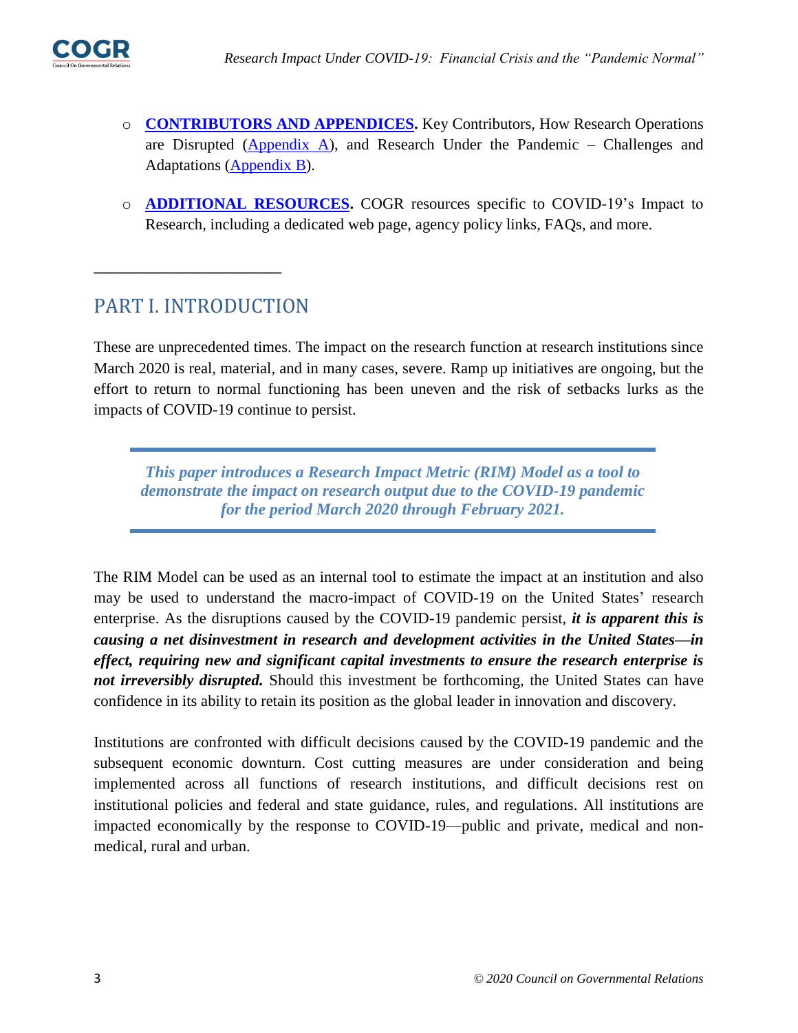- **CONTRIBUTORS AND APPENDICES.** Key Contributors, How Research Operations are Disrupted (Appendix A), and Research Under the Pandemic – Challenges and Adaptations (Appendix B).

- **ADDITIONAL RESOURCES.** COGR resources specific to COVID-19's Impact to Research, including a dedicated web page, agency policy links, FAQs, and more.

---

## PART I. INTRODUCTION

These are unprecedented times. The impact on the research function at research institutions since March 2020 is real, material, and in many cases, severe. Ramp up initiatives are ongoing, but the effort to return to normal functioning has been uneven and the risk of setbacks lurks as the impacts of COVID-19 continue to persist.

> ***This paper introduces a Research Impact Metric (RIM) Model as a tool to demonstrate the impact on research output due to the COVID-19 pandemic for the period March 2020 through February 2021.***

The RIM Model can be used as an internal tool to estimate the impact at an institution and also may be used to understand the macro-impact of COVID-19 on the United States' research enterprise. As the disruptions caused by the COVID-19 pandemic persist, ***it is apparent this is causing a net disinvestment in research and development activities in the United States—in effect, requiring new and significant capital investments to ensure the research enterprise is not irreversibly disrupted.*** Should this investment be forthcoming, the United States can have confidence in its ability to retain its position as the global leader in innovation and discovery.

Institutions are confronted with difficult decisions caused by the COVID-19 pandemic and the subsequent economic downturn. Cost cutting measures are under consideration and being implemented across all functions of research institutions, and difficult decisions rest on institutional policies and federal and state guidance, rules, and regulations. All institutions are impacted economically by the response to COVID-19—public and private, medical and non-medical, rural and urban.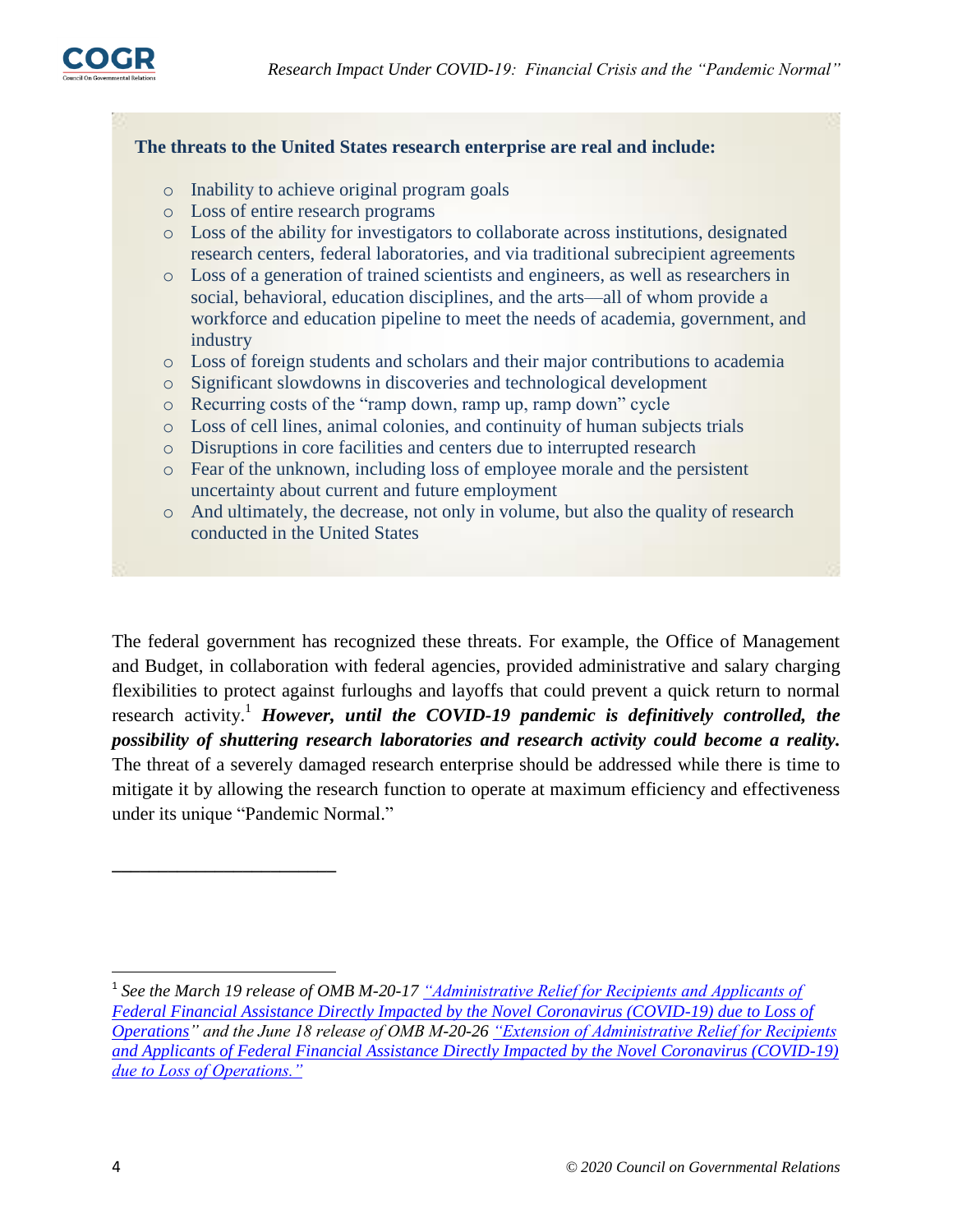**The threats to the United States research enterprise are real and include:**

- Inability to achieve original program goals
- Loss of entire research programs
- Loss of the ability for investigators to collaborate across institutions, designated research centers, federal laboratories, and via traditional subrecipient agreements
- Loss of a generation of trained scientists and engineers, as well as researchers in social, behavioral, education disciplines, and the arts—all of whom provide a workforce and education pipeline to meet the needs of academia, government, and industry
- Loss of foreign students and scholars and their major contributions to academia
- Significant slowdowns in discoveries and technological development
- Recurring costs of the "ramp down, ramp up, ramp down" cycle
- Loss of cell lines, animal colonies, and continuity of human subjects trials
- Disruptions in core facilities and centers due to interrupted research
- Fear of the unknown, including loss of employee morale and the persistent uncertainty about current and future employment
- And ultimately, the decrease, not only in volume, but also the quality of research conducted in the United States

The federal government has recognized these threats. For example, the Office of Management and Budget, in collaboration with federal agencies, provided administrative and salary charging flexibilities to protect against furloughs and layoffs that could prevent a quick return to normal research activity.[1] ***However, until the COVID-19 pandemic is definitively controlled, the possibility of shuttering research laboratories and research activity could become a reality.*** The threat of a severely damaged research enterprise should be addressed while there is time to mitigate it by allowing the research function to operate at maximum efficiency and effectiveness under its unique "Pandemic Normal."

---

[1] *See the March 19 release of OMB M-20-17 "Administrative Relief for Recipients and Applicants of Federal Financial Assistance Directly Impacted by the Novel Coronavirus (COVID-19) due to Loss of Operations" and the June 18 release of OMB M-20-26 "Extension of Administrative Relief for Recipients and Applicants of Federal Financial Assistance Directly Impacted by the Novel Coronavirus (COVID-19) due to Loss of Operations."*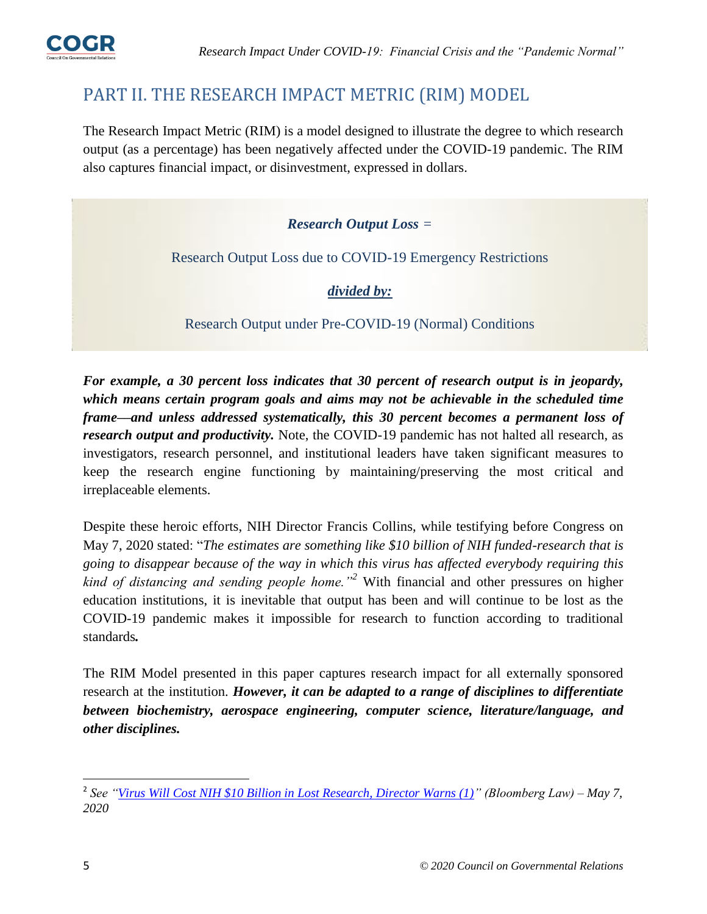## PART II. THE RESEARCH IMPACT METRIC (RIM) MODEL

The Research Impact Metric (RIM) is a model designed to illustrate the degree to which research output (as a percentage) has been negatively affected under the COVID-19 pandemic. The RIM also captures financial impact, or disinvestment, expressed in dollars.

> ***Research Output Loss*** =
>
> Research Output Loss due to COVID-19 Emergency Restrictions
>
> ***divided by:***
>
> Research Output under Pre-COVID-19 (Normal) Conditions

***For example, a 30 percent loss indicates that 30 percent of research output is in jeopardy, which means certain program goals and aims may not be achievable in the scheduled time frame—and unless addressed systematically, this 30 percent becomes a permanent loss of research output and productivity.*** Note, the COVID-19 pandemic has not halted all research, as investigators, research personnel, and institutional leaders have taken significant measures to keep the research engine functioning by maintaining/preserving the most critical and irreplaceable elements.

Despite these heroic efforts, NIH Director Francis Collins, while testifying before Congress on May 7, 2020 stated: "*The estimates are something like $10 billion of NIH funded-research that is going to disappear because of the way in which this virus has affected everybody requiring this kind of distancing and sending people home."*[2] With financial and other pressures on higher education institutions, it is inevitable that output has been and will continue to be lost as the COVID-19 pandemic makes it impossible for research to function according to traditional standards**.**

The RIM Model presented in this paper captures research impact for all externally sponsored research at the institution. ***However, it can be adapted to a range of disciplines to differentiate between biochemistry, aerospace engineering, computer science, literature/language, and other disciplines.***

---

[2] *See "Virus Will Cost NIH $10 Billion in Lost Research, Director Warns (1)" (Bloomberg Law) – May 7, 2020*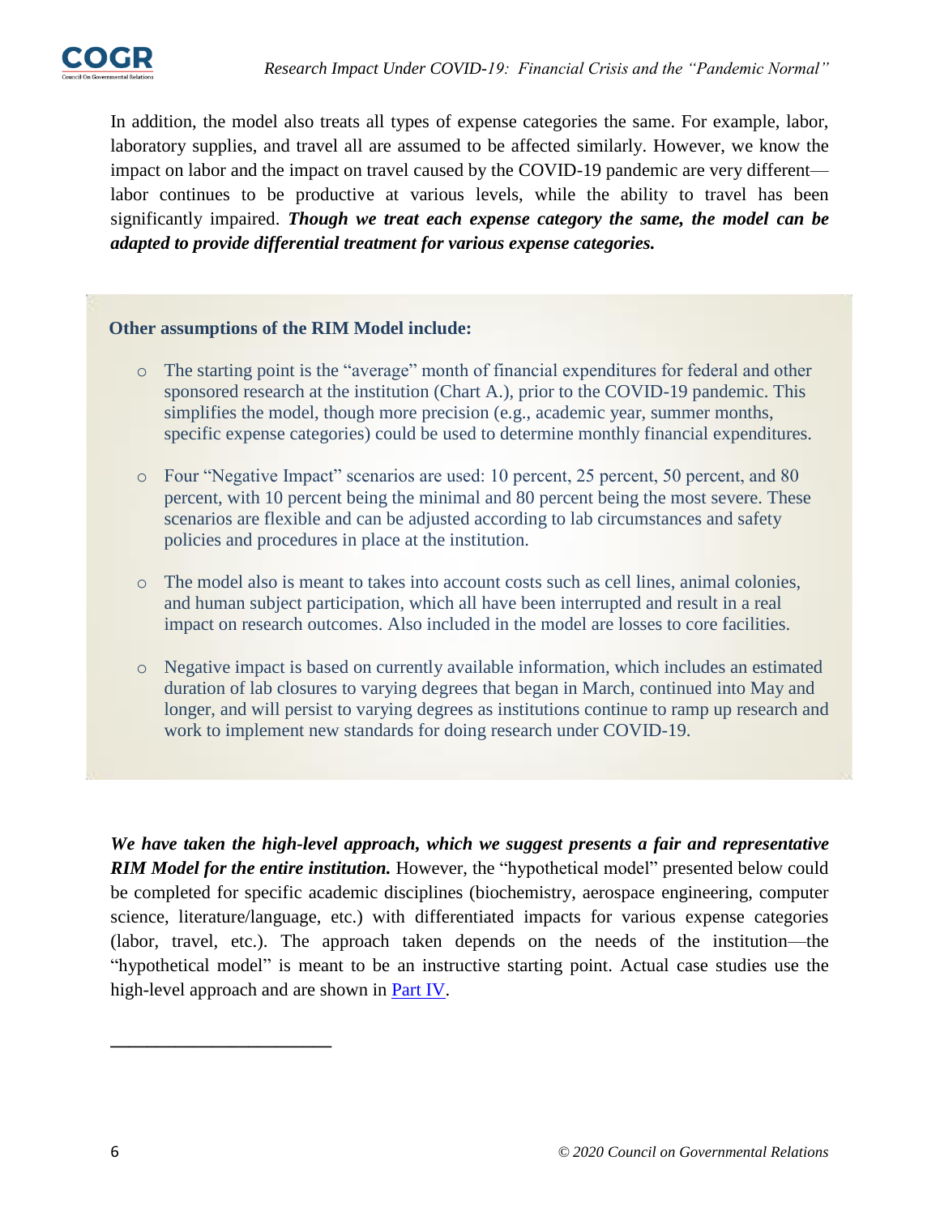In addition, the model also treats all types of expense categories the same. For example, labor, laboratory supplies, and travel all are assumed to be affected similarly. However, we know the impact on labor and the impact on travel caused by the COVID-19 pandemic are very different—labor continues to be productive at various levels, while the ability to travel has been significantly impaired. ***Though we treat each expense category the same, the model can be adapted to provide differential treatment for various expense categories.***

**Other assumptions of the RIM Model include:**

- The starting point is the "average" month of financial expenditures for federal and other sponsored research at the institution (Chart A.), prior to the COVID-19 pandemic. This simplifies the model, though more precision (e.g., academic year, summer months, specific expense categories) could be used to determine monthly financial expenditures.
- Four "Negative Impact" scenarios are used: 10 percent, 25 percent, 50 percent, and 80 percent, with 10 percent being the minimal and 80 percent being the most severe. These scenarios are flexible and can be adjusted according to lab circumstances and safety policies and procedures in place at the institution.
- The model also is meant to takes into account costs such as cell lines, animal colonies, and human subject participation, which all have been interrupted and result in a real impact on research outcomes. Also included in the model are losses to core facilities.
- Negative impact is based on currently available information, which includes an estimated duration of lab closures to varying degrees that began in March, continued into May and longer, and will persist to varying degrees as institutions continue to ramp up research and work to implement new standards for doing research under COVID-19.

***We have taken the high-level approach, which we suggest presents a fair and representative RIM Model for the entire institution.*** However, the "hypothetical model" presented below could be completed for specific academic disciplines (biochemistry, aerospace engineering, computer science, literature/language, etc.) with differentiated impacts for various expense categories (labor, travel, etc.). The approach taken depends on the needs of the institution—the "hypothetical model" is meant to be an instructive starting point. Actual case studies use the high-level approach and are shown in Part IV.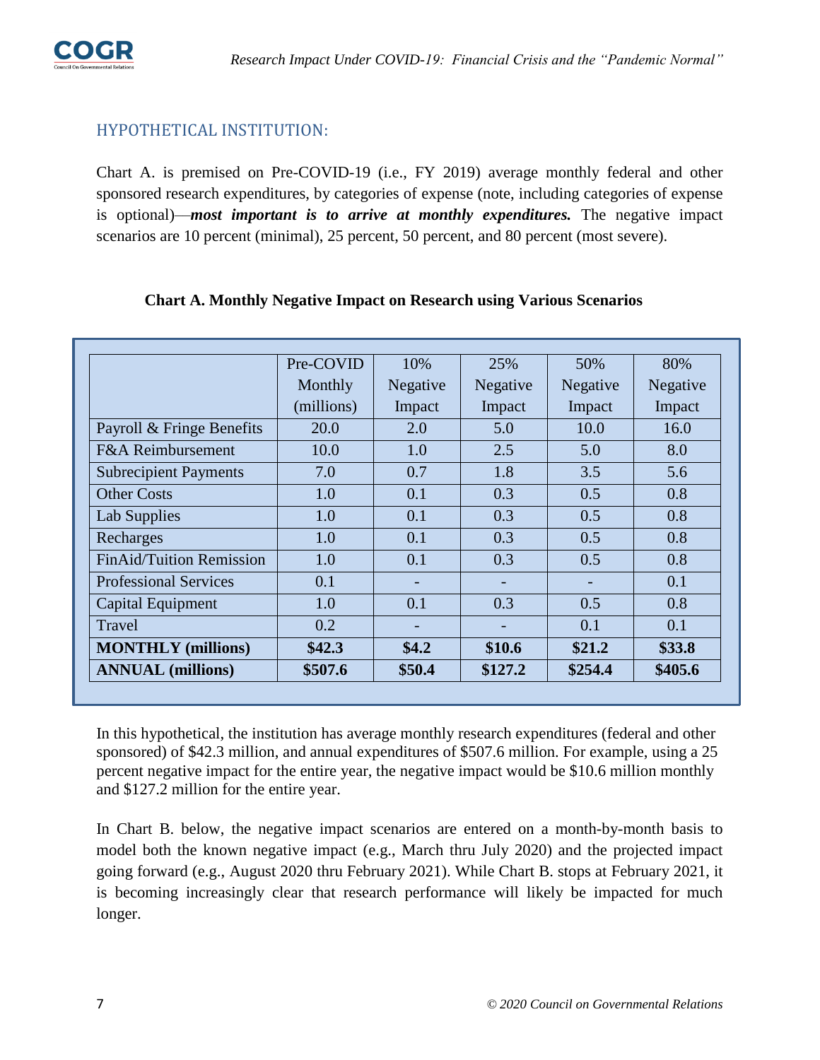## HYPOTHETICAL INSTITUTION:

Chart A. is premised on Pre-COVID-19 (i.e., FY 2019) average monthly federal and other sponsored research expenditures, by categories of expense (note, including categories of expense is optional)—***most important is to arrive at monthly expenditures.*** The negative impact scenarios are 10 percent (minimal), 25 percent, 50 percent, and 80 percent (most severe).

**Chart A. Monthly Negative Impact on Research using Various Scenarios**

| | Pre-COVID Monthly (millions) | 10% Negative Impact | 25% Negative Impact | 50% Negative Impact | 80% Negative Impact |
|---|---|---|---|---|---|
| Payroll & Fringe Benefits | 20.0 | 2.0 | 5.0 | 10.0 | 16.0 |
| F&A Reimbursement | 10.0 | 1.0 | 2.5 | 5.0 | 8.0 |
| Subrecipient Payments | 7.0 | 0.7 | 1.8 | 3.5 | 5.6 |
| Other Costs | 1.0 | 0.1 | 0.3 | 0.5 | 0.8 |
| Lab Supplies | 1.0 | 0.1 | 0.3 | 0.5 | 0.8 |
| Recharges | 1.0 | 0.1 | 0.3 | 0.5 | 0.8 |
| FinAid/Tuition Remission | 1.0 | 0.1 | 0.3 | 0.5 | 0.8 |
| Professional Services | 0.1 | - | - | - | 0.1 |
| Capital Equipment | 1.0 | 0.1 | 0.3 | 0.5 | 0.8 |
| Travel | 0.2 | - | - | 0.1 | 0.1 |
| **MONTHLY (millions)** | **$42.3** | **$4.2** | **$10.6** | **$21.2** | **$33.8** |
| **ANNUAL (millions)** | **$507.6** | **$50.4** | **$127.2** | **$254.4** | **$405.6** |

In this hypothetical, the institution has average monthly research expenditures (federal and other sponsored) of $42.3 million, and annual expenditures of $507.6 million. For example, using a 25 percent negative impact for the entire year, the negative impact would be $10.6 million monthly and $127.2 million for the entire year.

In Chart B. below, the negative impact scenarios are entered on a month-by-month basis to model both the known negative impact (e.g., March thru July 2020) and the projected impact going forward (e.g., August 2020 thru February 2021). While Chart B. stops at February 2021, it is becoming increasingly clear that research performance will likely be impacted for much longer.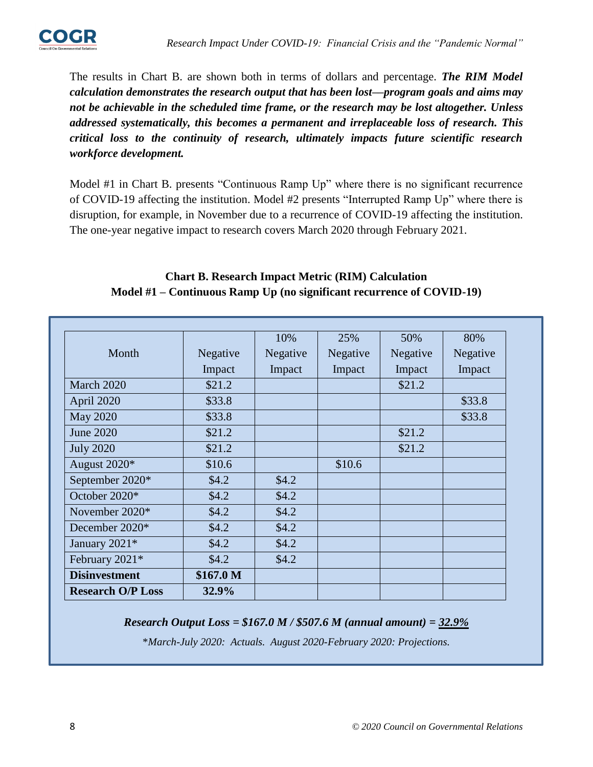The results in Chart B. are shown both in terms of dollars and percentage. ***The RIM Model calculation demonstrates the research output that has been lost—program goals and aims may not be achievable in the scheduled time frame, or the research may be lost altogether. Unless addressed systematically, this becomes a permanent and irreplaceable loss of research. This critical loss to the continuity of research, ultimately impacts future scientific research workforce development.***

Model #1 in Chart B. presents "Continuous Ramp Up" where there is no significant recurrence of COVID-19 affecting the institution. Model #2 presents "Interrupted Ramp Up" where there is disruption, for example, in November due to a recurrence of COVID-19 affecting the institution. The one-year negative impact to research covers March 2020 through February 2021.

**Chart B. Research Impact Metric (RIM) Calculation**
**Model #1 – Continuous Ramp Up (no significant recurrence of COVID-19)**

| Month | Negative Impact | 10% Negative Impact | 25% Negative Impact | 50% Negative Impact | 80% Negative Impact |
|---|---|---|---|---|---|
| March 2020 | $21.2 | | | $21.2 | |
| April 2020 | $33.8 | | | | $33.8 |
| May 2020 | $33.8 | | | | $33.8 |
| June 2020 | $21.2 | | | $21.2 | |
| July 2020 | $21.2 | | | $21.2 | |
| August 2020* | $10.6 | | $10.6 | | |
| September 2020* | $4.2 | $4.2 | | | |
| October 2020* | $4.2 | $4.2 | | | |
| November 2020* | $4.2 | $4.2 | | | |
| December 2020* | $4.2 | $4.2 | | | |
| January 2021* | $4.2 | $4.2 | | | |
| February 2021* | $4.2 | $4.2 | | | |
| **Disinvestment** | **$167.0 M** | | | | |
| **Research O/P Loss** | **32.9%** | | | | |

***Research Output Loss = $167.0 M / $507.6 M (annual amount) = 32.9%***

**March-July 2020: Actuals. August 2020-February 2020: Projections.*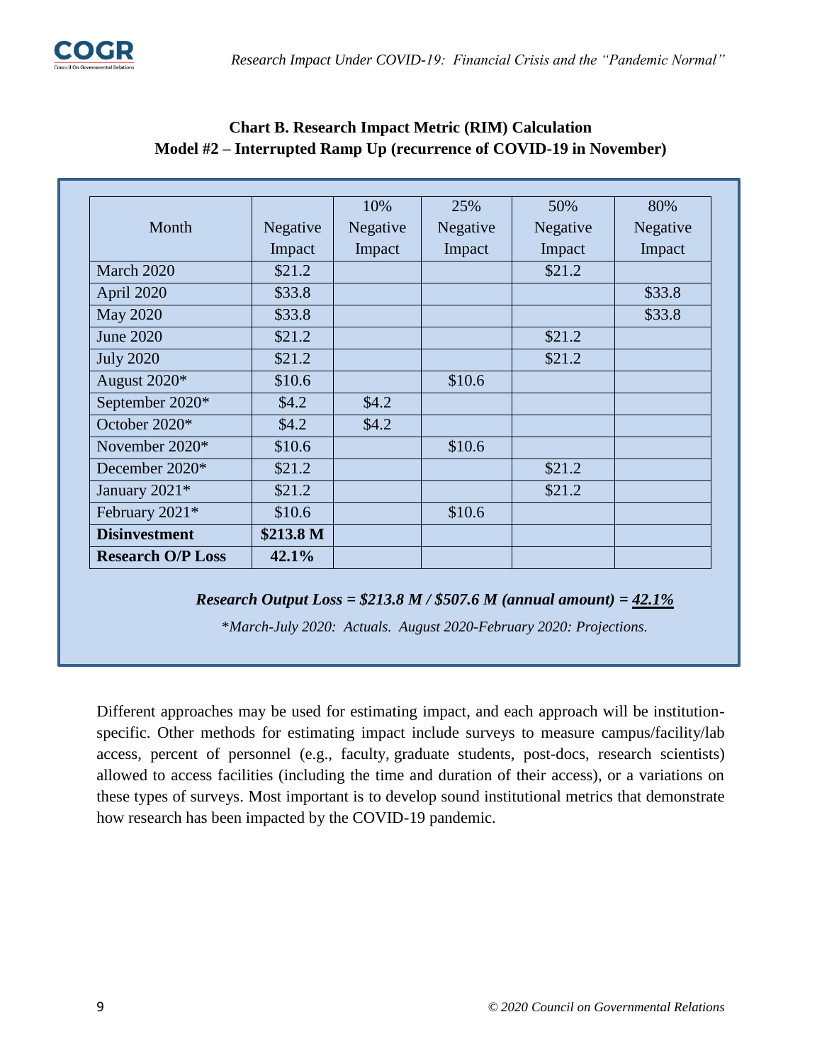**Chart B. Research Impact Metric (RIM) Calculation**
**Model #2 – Interrupted Ramp Up (recurrence of COVID-19 in November)**

| Month | Negative Impact | 10% Negative Impact | 25% Negative Impact | 50% Negative Impact | 80% Negative Impact |
|---|---|---|---|---|---|
| March 2020 | $21.2 | | | $21.2 | |
| April 2020 | $33.8 | | | | $33.8 |
| May 2020 | $33.8 | | | | $33.8 |
| June 2020 | $21.2 | | | $21.2 | |
| July 2020 | $21.2 | | | $21.2 | |
| August 2020* | $10.6 | | $10.6 | | |
| September 2020* | $4.2 | $4.2 | | | |
| October 2020* | $4.2 | $4.2 | | | |
| November 2020* | $10.6 | | $10.6 | | |
| December 2020* | $21.2 | | | $21.2 | |
| January 2021* | $21.2 | | | $21.2 | |
| February 2021* | $10.6 | | $10.6 | | |
| **Disinvestment** | **$213.8 M** | | | | |
| **Research O/P Loss** | **42.1%** | | | | |

***Research Output Loss = $213.8 M / $507.6 M (annual amount) = 42.1%***

*\*March-July 2020: Actuals. August 2020-February 2020: Projections.*

Different approaches may be used for estimating impact, and each approach will be institution-specific. Other methods for estimating impact include surveys to measure campus/facility/lab access, percent of personnel (e.g., faculty, graduate students, post-docs, research scientists) allowed to access facilities (including the time and duration of their access), or a variations on these types of surveys. Most important is to develop sound institutional metrics that demonstrate how research has been impacted by the COVID-19 pandemic.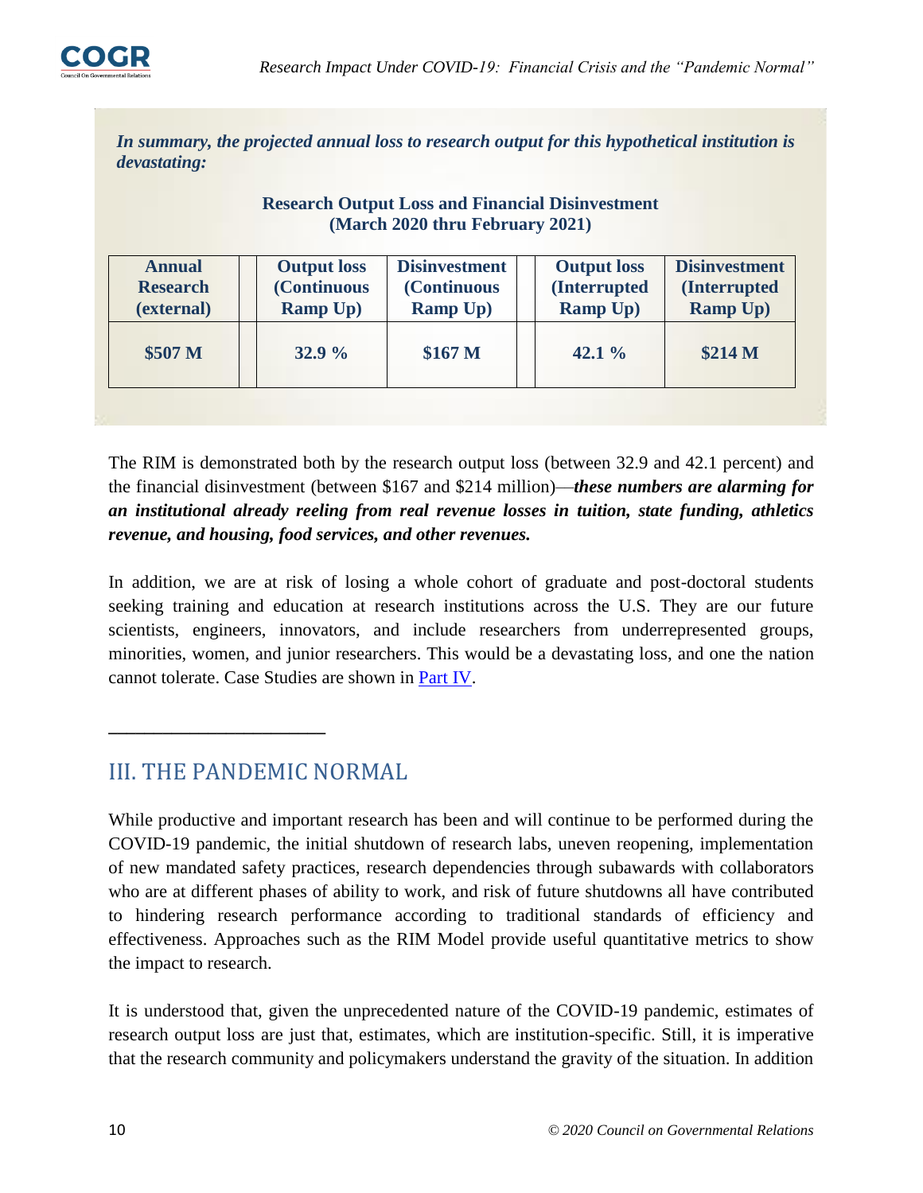***In summary, the projected annual loss to research output for this hypothetical institution is devastating:***

**Research Output Loss and Financial Disinvestment (March 2020 thru February 2021)**

| Annual Research (external) | Output loss (Continuous Ramp Up) | Disinvestment (Continuous Ramp Up) | Output loss (Interrupted Ramp Up) | Disinvestment (Interrupted Ramp Up) |
|---|---|---|---|---|
| $507 M | 32.9 % | $167 M | 42.1 % | $214 M |

The RIM is demonstrated both by the research output loss (between 32.9 and 42.1 percent) and the financial disinvestment (between $167 and $214 million)—***these numbers are alarming for an institutional already reeling from real revenue losses in tuition, state funding, athletics revenue, and housing, food services, and other revenues.***

In addition, we are at risk of losing a whole cohort of graduate and post-doctoral students seeking training and education at research institutions across the U.S. They are our future scientists, engineers, innovators, and include researchers from underrepresented groups, minorities, women, and junior researchers. This would be a devastating loss, and one the nation cannot tolerate. Case Studies are shown in Part IV.

## III. THE PANDEMIC NORMAL

While productive and important research has been and will continue to be performed during the COVID-19 pandemic, the initial shutdown of research labs, uneven reopening, implementation of new mandated safety practices, research dependencies through subawards with collaborators who are at different phases of ability to work, and risk of future shutdowns all have contributed to hindering research performance according to traditional standards of efficiency and effectiveness. Approaches such as the RIM Model provide useful quantitative metrics to show the impact to research.

It is understood that, given the unprecedented nature of the COVID-19 pandemic, estimates of research output loss are just that, estimates, which are institution-specific. Still, it is imperative that the research community and policymakers understand the gravity of the situation. In addition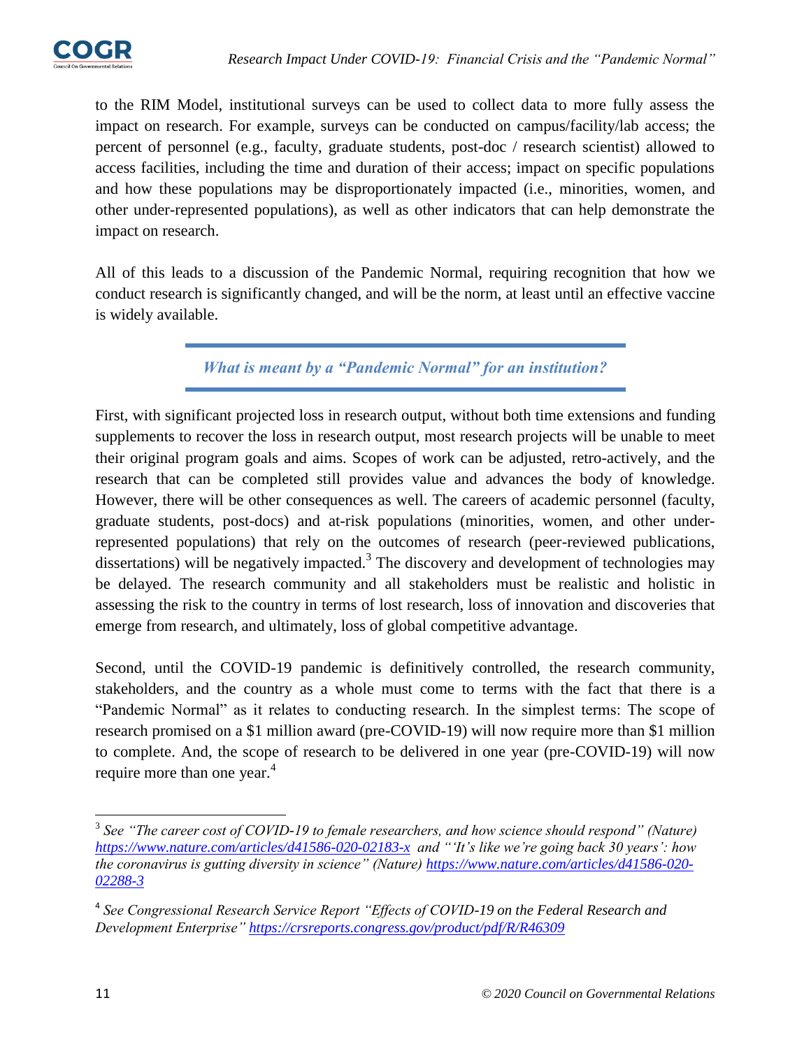to the RIM Model, institutional surveys can be used to collect data to more fully assess the impact on research. For example, surveys can be conducted on campus/facility/lab access; the percent of personnel (e.g., faculty, graduate students, post-doc / research scientist) allowed to access facilities, including the time and duration of their access; impact on specific populations and how these populations may be disproportionately impacted (i.e., minorities, women, and other under-represented populations), as well as other indicators that can help demonstrate the impact on research.

All of this leads to a discussion of the Pandemic Normal, requiring recognition that how we conduct research is significantly changed, and will be the norm, at least until an effective vaccine is widely available.

### *What is meant by a "Pandemic Normal" for an institution?*

First, with significant projected loss in research output, without both time extensions and funding supplements to recover the loss in research output, most research projects will be unable to meet their original program goals and aims. Scopes of work can be adjusted, retro-actively, and the research that can be completed still provides value and advances the body of knowledge. However, there will be other consequences as well. The careers of academic personnel (faculty, graduate students, post-docs) and at-risk populations (minorities, women, and other under-represented populations) that rely on the outcomes of research (peer-reviewed publications, dissertations) will be negatively impacted.[3] The discovery and development of technologies may be delayed. The research community and all stakeholders must be realistic and holistic in assessing the risk to the country in terms of lost research, loss of innovation and discoveries that emerge from research, and ultimately, loss of global competitive advantage.

Second, until the COVID-19 pandemic is definitively controlled, the research community, stakeholders, and the country as a whole must come to terms with the fact that there is a "Pandemic Normal" as it relates to conducting research. In the simplest terms: The scope of research promised on a $1 million award (pre-COVID-19) will now require more than $1 million to complete. And, the scope of research to be delivered in one year (pre-COVID-19) will now require more than one year.[4]

---

[3] *See "The career cost of COVID-19 to female researchers, and how science should respond" (Nature)* https://www.nature.com/articles/d41586-020-02183-x *and "'It's like we're going back 30 years': how the coronavirus is gutting diversity in science" (Nature)* https://www.nature.com/articles/d41586-020-02288-3

[4] *See Congressional Research Service Report "Effects of COVID-19 on the Federal Research and Development Enterprise"* https://crsreports.congress.gov/product/pdf/R/R46309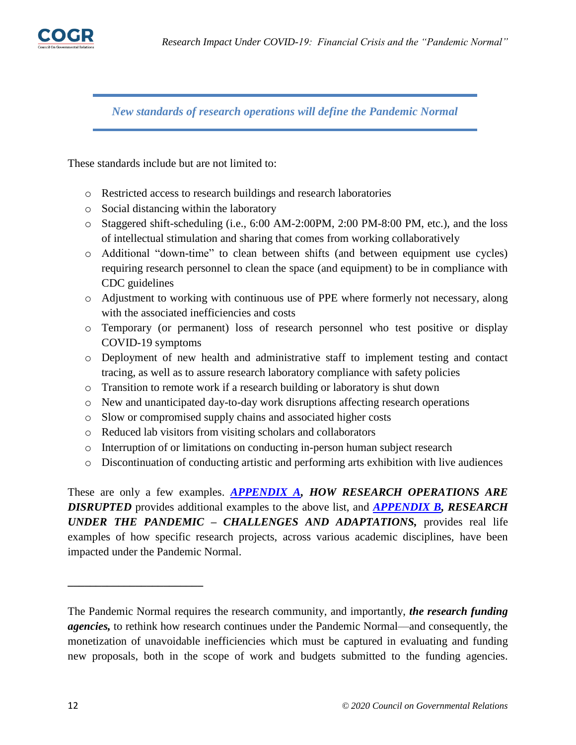*New standards of research operations will define the Pandemic Normal*

These standards include but are not limited to:

- Restricted access to research buildings and research laboratories
- Social distancing within the laboratory
- Staggered shift-scheduling (i.e., 6:00 AM-2:00PM, 2:00 PM-8:00 PM, etc.), and the loss of intellectual stimulation and sharing that comes from working collaboratively
- Additional "down-time" to clean between shifts (and between equipment use cycles) requiring research personnel to clean the space (and equipment) to be in compliance with CDC guidelines
- Adjustment to working with continuous use of PPE where formerly not necessary, along with the associated inefficiencies and costs
- Temporary (or permanent) loss of research personnel who test positive or display COVID-19 symptoms
- Deployment of new health and administrative staff to implement testing and contact tracing, as well as to assure research laboratory compliance with safety policies
- Transition to remote work if a research building or laboratory is shut down
- New and unanticipated day-to-day work disruptions affecting research operations
- Slow or compromised supply chains and associated higher costs
- Reduced lab visitors from visiting scholars and collaborators
- Interruption of or limitations on conducting in-person human subject research
- Discontinuation of conducting artistic and performing arts exhibition with live audiences

These are only a few examples. ***APPENDIX A, HOW RESEARCH OPERATIONS ARE DISRUPTED*** provides additional examples to the above list, and ***APPENDIX B, RESEARCH UNDER THE PANDEMIC – CHALLENGES AND ADAPTATIONS,*** provides real life examples of how specific research projects, across various academic disciplines, have been impacted under the Pandemic Normal.

---

The Pandemic Normal requires the research community, and importantly, ***the research funding agencies,*** to rethink how research continues under the Pandemic Normal—and consequently, the monetization of unavoidable inefficiencies which must be captured in evaluating and funding new proposals, both in the scope of work and budgets submitted to the funding agencies.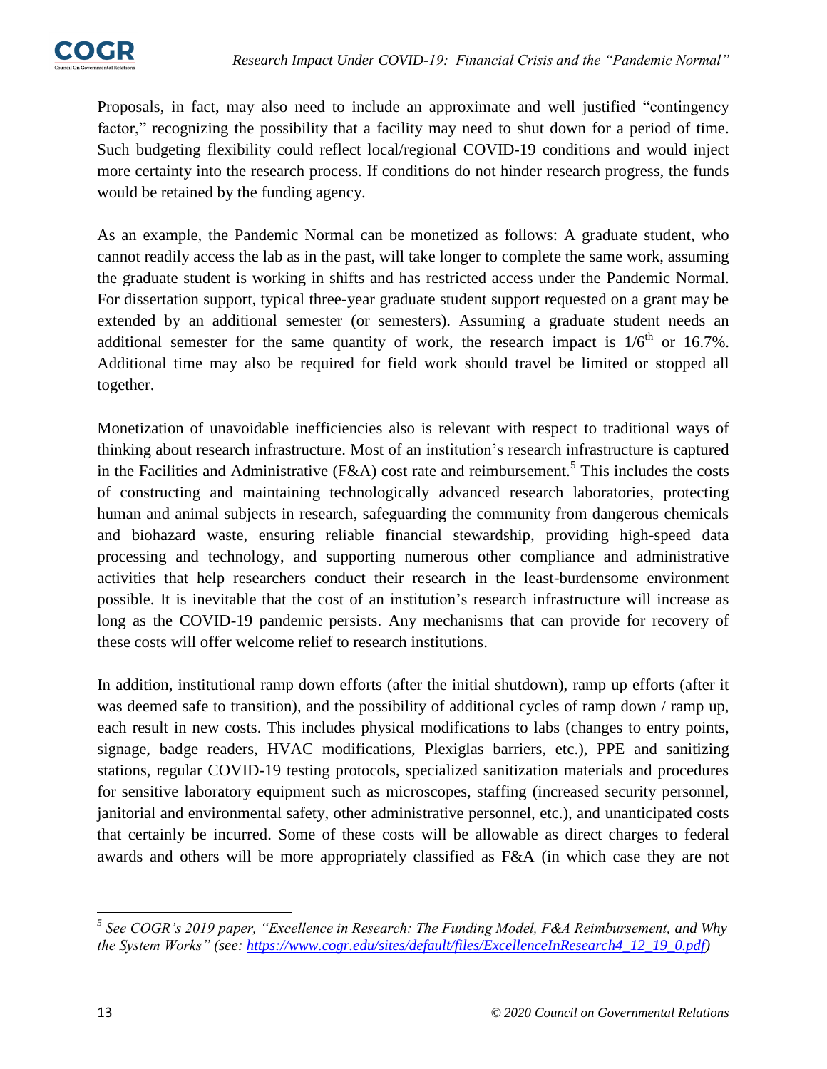Proposals, in fact, may also need to include an approximate and well justified "contingency factor," recognizing the possibility that a facility may need to shut down for a period of time. Such budgeting flexibility could reflect local/regional COVID-19 conditions and would inject more certainty into the research process. If conditions do not hinder research progress, the funds would be retained by the funding agency.

As an example, the Pandemic Normal can be monetized as follows: A graduate student, who cannot readily access the lab as in the past, will take longer to complete the same work, assuming the graduate student is working in shifts and has restricted access under the Pandemic Normal. For dissertation support, typical three-year graduate student support requested on a grant may be extended by an additional semester (or semesters). Assuming a graduate student needs an additional semester for the same quantity of work, the research impact is $1/6^{th}$ or 16.7%. Additional time may also be required for field work should travel be limited or stopped all together.

Monetization of unavoidable inefficiencies also is relevant with respect to traditional ways of thinking about research infrastructure. Most of an institution's research infrastructure is captured in the Facilities and Administrative (F&A) cost rate and reimbursement.[5] This includes the costs of constructing and maintaining technologically advanced research laboratories, protecting human and animal subjects in research, safeguarding the community from dangerous chemicals and biohazard waste, ensuring reliable financial stewardship, providing high-speed data processing and technology, and supporting numerous other compliance and administrative activities that help researchers conduct their research in the least-burdensome environment possible. It is inevitable that the cost of an institution's research infrastructure will increase as long as the COVID-19 pandemic persists. Any mechanisms that can provide for recovery of these costs will offer welcome relief to research institutions.

In addition, institutional ramp down efforts (after the initial shutdown), ramp up efforts (after it was deemed safe to transition), and the possibility of additional cycles of ramp down / ramp up, each result in new costs. This includes physical modifications to labs (changes to entry points, signage, badge readers, HVAC modifications, Plexiglas barriers, etc.), PPE and sanitizing stations, regular COVID-19 testing protocols, specialized sanitization materials and procedures for sensitive laboratory equipment such as microscopes, staffing (increased security personnel, janitorial and environmental safety, other administrative personnel, etc.), and unanticipated costs that certainly be incurred. Some of these costs will be allowable as direct charges to federal awards and others will be more appropriately classified as F&A (in which case they are not

---

*[5] See COGR's 2019 paper, "Excellence in Research: The Funding Model, F&A Reimbursement, and Why the System Works" (see: https://www.cogr.edu/sites/default/files/ExcellenceInResearch4_12_19_0.pdf)*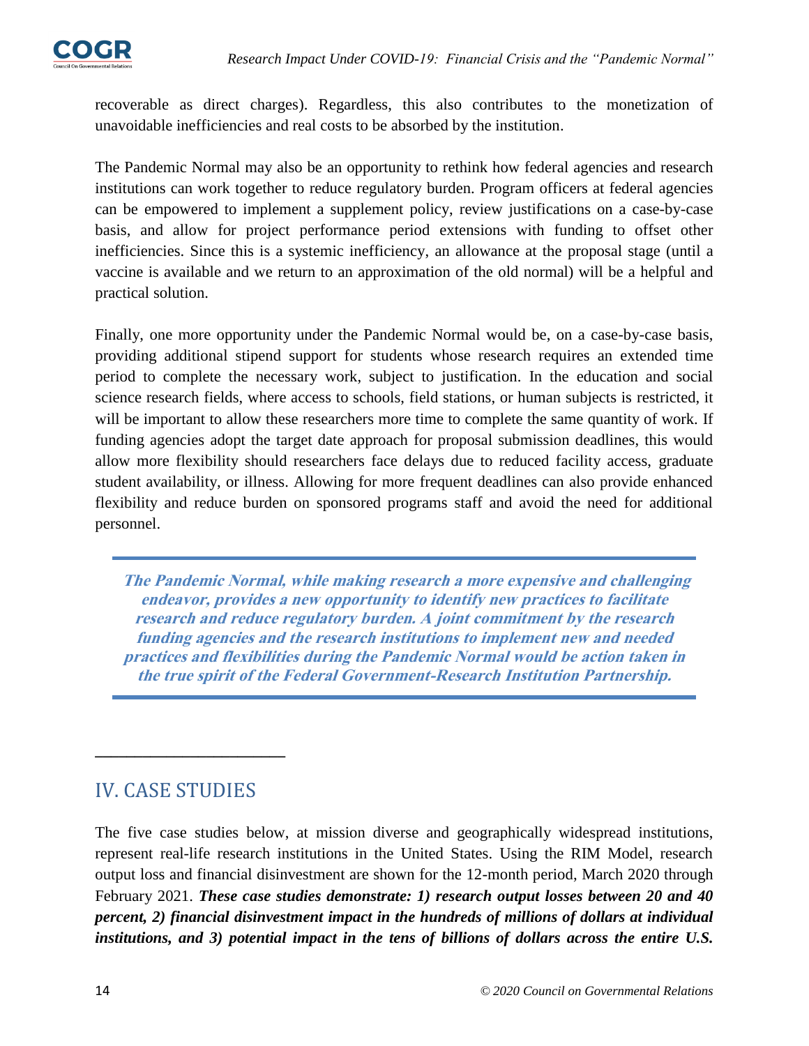recoverable as direct charges). Regardless, this also contributes to the monetization of unavoidable inefficiencies and real costs to be absorbed by the institution.

The Pandemic Normal may also be an opportunity to rethink how federal agencies and research institutions can work together to reduce regulatory burden. Program officers at federal agencies can be empowered to implement a supplement policy, review justifications on a case-by-case basis, and allow for project performance period extensions with funding to offset other inefficiencies. Since this is a systemic inefficiency, an allowance at the proposal stage (until a vaccine is available and we return to an approximation of the old normal) will be a helpful and practical solution.

Finally, one more opportunity under the Pandemic Normal would be, on a case-by-case basis, providing additional stipend support for students whose research requires an extended time period to complete the necessary work, subject to justification. In the education and social science research fields, where access to schools, field stations, or human subjects is restricted, it will be important to allow these researchers more time to complete the same quantity of work. If funding agencies adopt the target date approach for proposal submission deadlines, this would allow more flexibility should researchers face delays due to reduced facility access, graduate student availability, or illness. Allowing for more frequent deadlines can also provide enhanced flexibility and reduce burden on sponsored programs staff and avoid the need for additional personnel.

***The Pandemic Normal, while making research a more expensive and challenging endeavor, provides a new opportunity to identify new practices to facilitate research and reduce regulatory burden. A joint commitment by the research funding agencies and the research institutions to implement new and needed practices and flexibilities during the Pandemic Normal would be action taken in the true spirit of the Federal Government-Research Institution Partnership.***

## IV. CASE STUDIES

The five case studies below, at mission diverse and geographically widespread institutions, represent real-life research institutions in the United States. Using the RIM Model, research output loss and financial disinvestment are shown for the 12-month period, March 2020 through February 2021. ***These case studies demonstrate: 1) research output losses between 20 and 40 percent, 2) financial disinvestment impact in the hundreds of millions of dollars at individual institutions, and 3) potential impact in the tens of billions of dollars across the entire U.S.***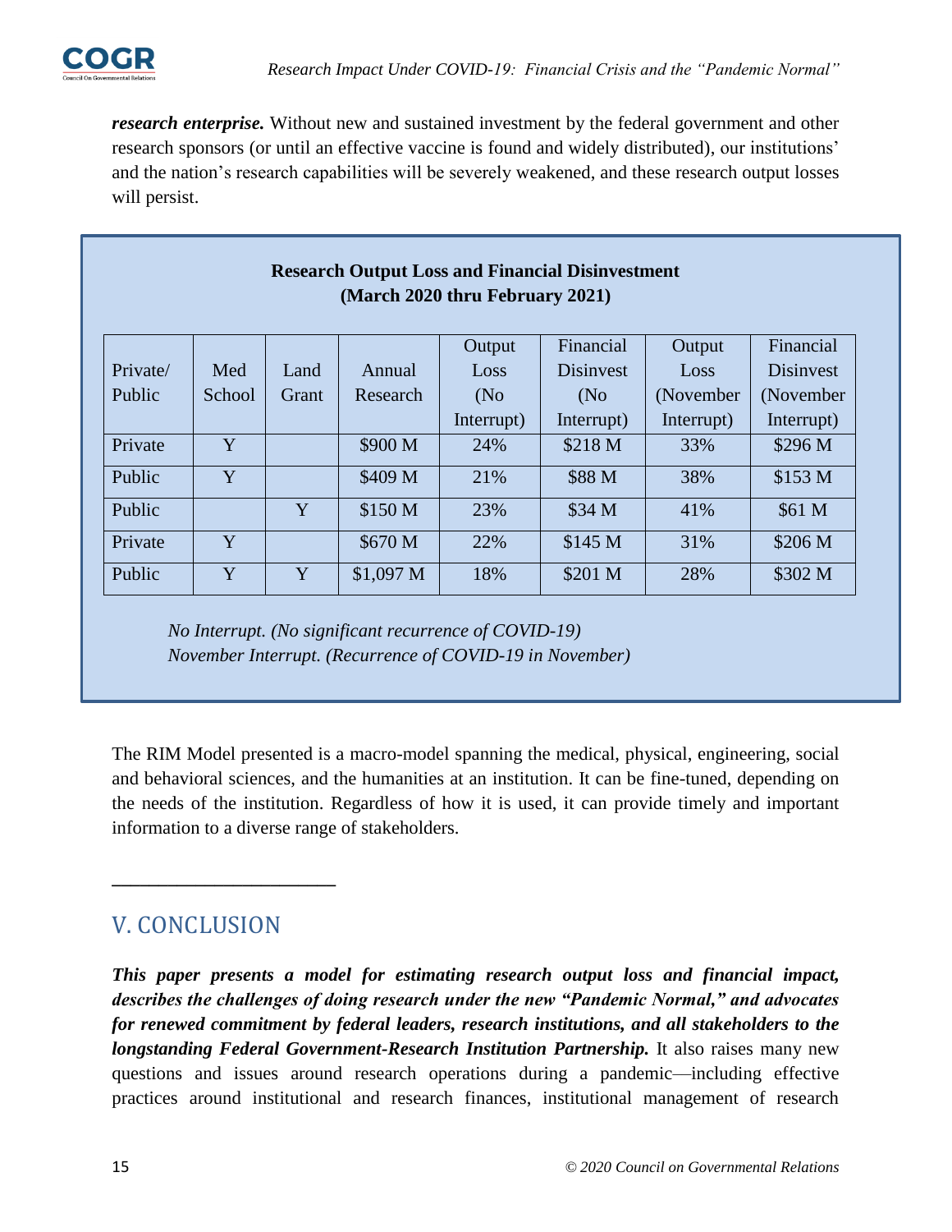***research enterprise.*** Without new and sustained investment by the federal government and other research sponsors (or until an effective vaccine is found and widely distributed), our institutions' and the nation's research capabilities will be severely weakened, and these research output losses will persist.

**Research Output Loss and Financial Disinvestment (March 2020 thru February 2021)**

| Private/ Public | Med School | Land Grant | Annual Research | Output Loss (No Interrupt) | Financial Disinvest (No Interrupt) | Output Loss (November Interrupt) | Financial Disinvest (November Interrupt) |
|---|---|---|---|---|---|---|---|
| Private | Y | | $900 M | 24% | $218 M | 33% | $296 M |
| Public | Y | | $409 M | 21% | $88 M | 38% | $153 M |
| Public | | Y | $150 M | 23% | $34 M | 41% | $61 M |
| Private | Y | | $670 M | 22% | $145 M | 31% | $206 M |
| Public | Y | Y | $1,097 M | 18% | $201 M | 28% | $302 M |

*No Interrupt. (No significant recurrence of COVID-19)*
*November Interrupt. (Recurrence of COVID-19 in November)*

The RIM Model presented is a macro-model spanning the medical, physical, engineering, social and behavioral sciences, and the humanities at an institution. It can be fine-tuned, depending on the needs of the institution. Regardless of how it is used, it can provide timely and important information to a diverse range of stakeholders.

## V. CONCLUSION

***This paper presents a model for estimating research output loss and financial impact, describes the challenges of doing research under the new "Pandemic Normal," and advocates for renewed commitment by federal leaders, research institutions, and all stakeholders to the longstanding Federal Government-Research Institution Partnership.*** It also raises many new questions and issues around research operations during a pandemic—including effective practices around institutional and research finances, institutional management of research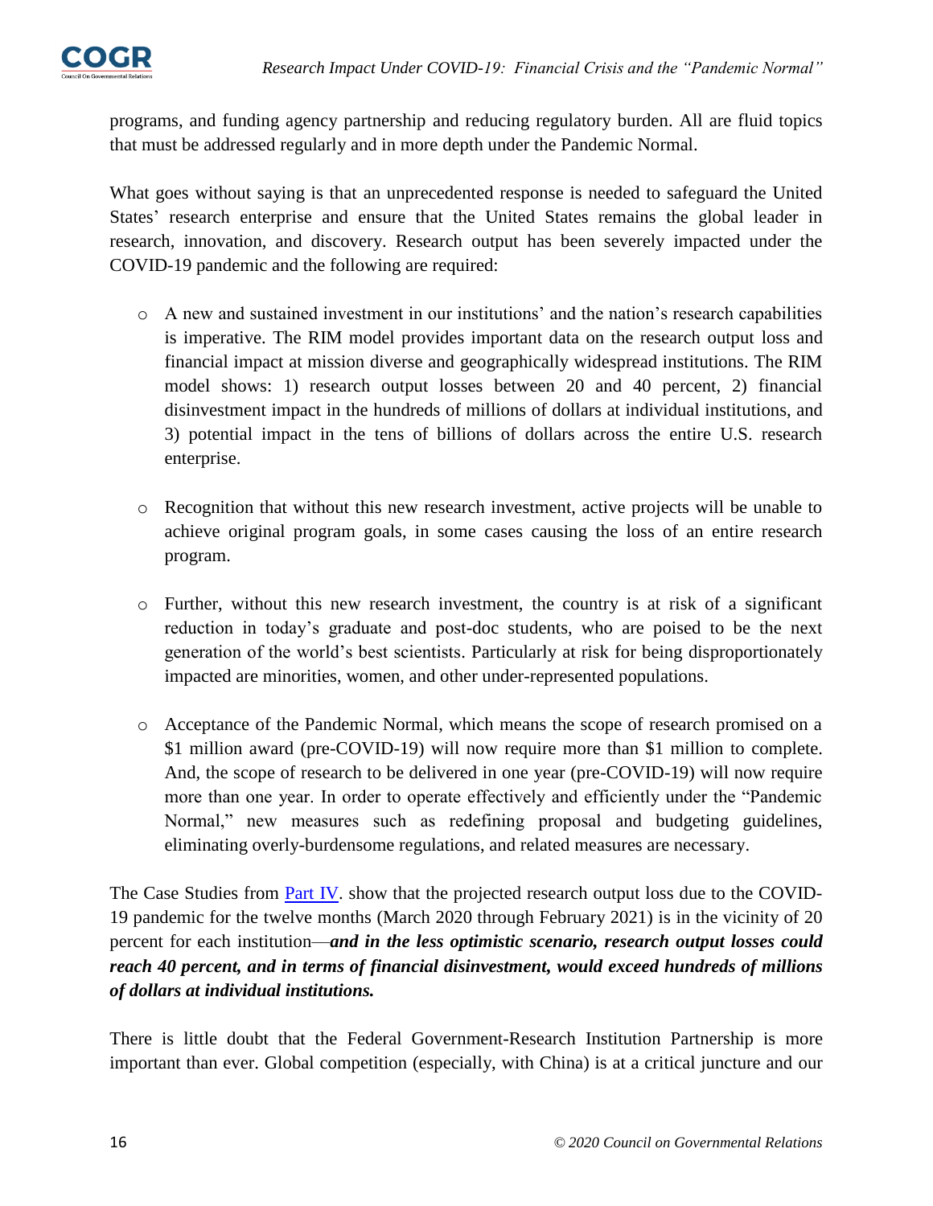programs, and funding agency partnership and reducing regulatory burden. All are fluid topics that must be addressed regularly and in more depth under the Pandemic Normal.

What goes without saying is that an unprecedented response is needed to safeguard the United States' research enterprise and ensure that the United States remains the global leader in research, innovation, and discovery. Research output has been severely impacted under the COVID-19 pandemic and the following are required:

- A new and sustained investment in our institutions' and the nation's research capabilities is imperative. The RIM model provides important data on the research output loss and financial impact at mission diverse and geographically widespread institutions. The RIM model shows: 1) research output losses between 20 and 40 percent, 2) financial disinvestment impact in the hundreds of millions of dollars at individual institutions, and 3) potential impact in the tens of billions of dollars across the entire U.S. research enterprise.

- Recognition that without this new research investment, active projects will be unable to achieve original program goals, in some cases causing the loss of an entire research program.

- Further, without this new research investment, the country is at risk of a significant reduction in today's graduate and post-doc students, who are poised to be the next generation of the world's best scientists. Particularly at risk for being disproportionately impacted are minorities, women, and other under-represented populations.

- Acceptance of the Pandemic Normal, which means the scope of research promised on a $1 million award (pre-COVID-19) will now require more than $1 million to complete. And, the scope of research to be delivered in one year (pre-COVID-19) will now require more than one year. In order to operate effectively and efficiently under the "Pandemic Normal," new measures such as redefining proposal and budgeting guidelines, eliminating overly-burdensome regulations, and related measures are necessary.

The Case Studies from Part IV. show that the projected research output loss due to the COVID-19 pandemic for the twelve months (March 2020 through February 2021) is in the vicinity of 20 percent for each institution—***and in the less optimistic scenario, research output losses could reach 40 percent, and in terms of financial disinvestment, would exceed hundreds of millions of dollars at individual institutions.***

There is little doubt that the Federal Government-Research Institution Partnership is more important than ever. Global competition (especially, with China) is at a critical juncture and our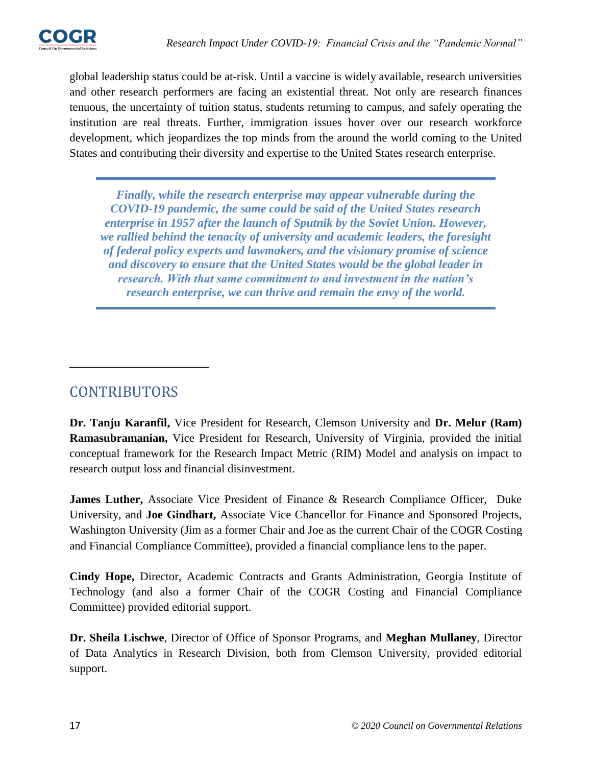global leadership status could be at-risk. Until a vaccine is widely available, research universities and other research performers are facing an existential threat. Not only are research finances tenuous, the uncertainty of tuition status, students returning to campus, and safely operating the institution are real threats. Further, immigration issues hover over our research workforce development, which jeopardizes the top minds from the around the world coming to the United States and contributing their diversity and expertise to the United States research enterprise.

> ***Finally, while the research enterprise may appear vulnerable during the COVID-19 pandemic, the same could be said of the United States research enterprise in 1957 after the launch of Sputnik by the Soviet Union. However, we rallied behind the tenacity of university and academic leaders, the foresight of federal policy experts and lawmakers, and the visionary promise of science and discovery to ensure that the United States would be the global leader in research. With that same commitment to and investment in the nation's research enterprise, we can thrive and remain the envy of the world.***

## CONTRIBUTORS

**Dr. Tanju Karanfil,** Vice President for Research, Clemson University and **Dr. Melur (Ram) Ramasubramanian,** Vice President for Research, University of Virginia, provided the initial conceptual framework for the Research Impact Metric (RIM) Model and analysis on impact to research output loss and financial disinvestment.

**James Luther,** Associate Vice President of Finance & Research Compliance Officer, Duke University, and **Joe Gindhart,** Associate Vice Chancellor for Finance and Sponsored Projects, Washington University (Jim as a former Chair and Joe as the current Chair of the COGR Costing and Financial Compliance Committee), provided a financial compliance lens to the paper.

**Cindy Hope,** Director, Academic Contracts and Grants Administration, Georgia Institute of Technology (and also a former Chair of the COGR Costing and Financial Compliance Committee) provided editorial support.

**Dr. Sheila Lischwe**, Director of Office of Sponsor Programs, and **Meghan Mullaney**, Director of Data Analytics in Research Division, both from Clemson University, provided editorial support.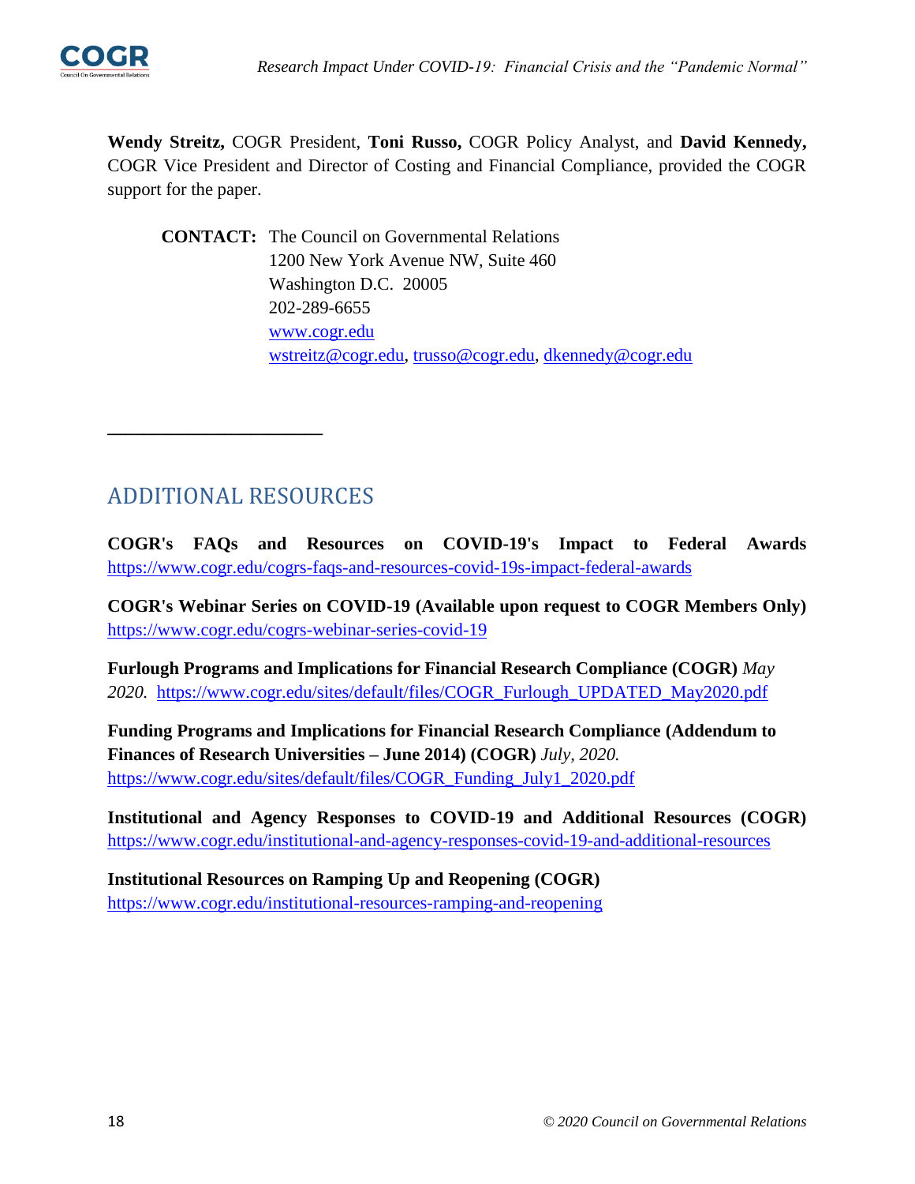**Wendy Streitz,** COGR President, **Toni Russo,** COGR Policy Analyst, and **David Kennedy,** COGR Vice President and Director of Costing and Financial Compliance, provided the COGR support for the paper.

**CONTACT:** The Council on Governmental Relations
1200 New York Avenue NW, Suite 460
Washington D.C. 20005
202-289-6655
www.cogr.edu
wstreitz@cogr.edu, trusso@cogr.edu, dkennedy@cogr.edu

---

## ADDITIONAL RESOURCES

**COGR's FAQs and Resources on COVID-19's Impact to Federal Awards**
https://www.cogr.edu/cogrs-faqs-and-resources-covid-19s-impact-federal-awards

**COGR's Webinar Series on COVID-19 (Available upon request to COGR Members Only)**
https://www.cogr.edu/cogrs-webinar-series-covid-19

**Furlough Programs and Implications for Financial Research Compliance (COGR)** *May 2020.* https://www.cogr.edu/sites/default/files/COGR_Furlough_UPDATED_May2020.pdf

**Funding Programs and Implications for Financial Research Compliance (Addendum to Finances of Research Universities – June 2014) (COGR)** *July, 2020.*
https://www.cogr.edu/sites/default/files/COGR_Funding_July1_2020.pdf

**Institutional and Agency Responses to COVID-19 and Additional Resources (COGR)**
https://www.cogr.edu/institutional-and-agency-responses-covid-19-and-additional-resources

**Institutional Resources on Ramping Up and Reopening (COGR)**
https://www.cogr.edu/institutional-resources-ramping-and-reopening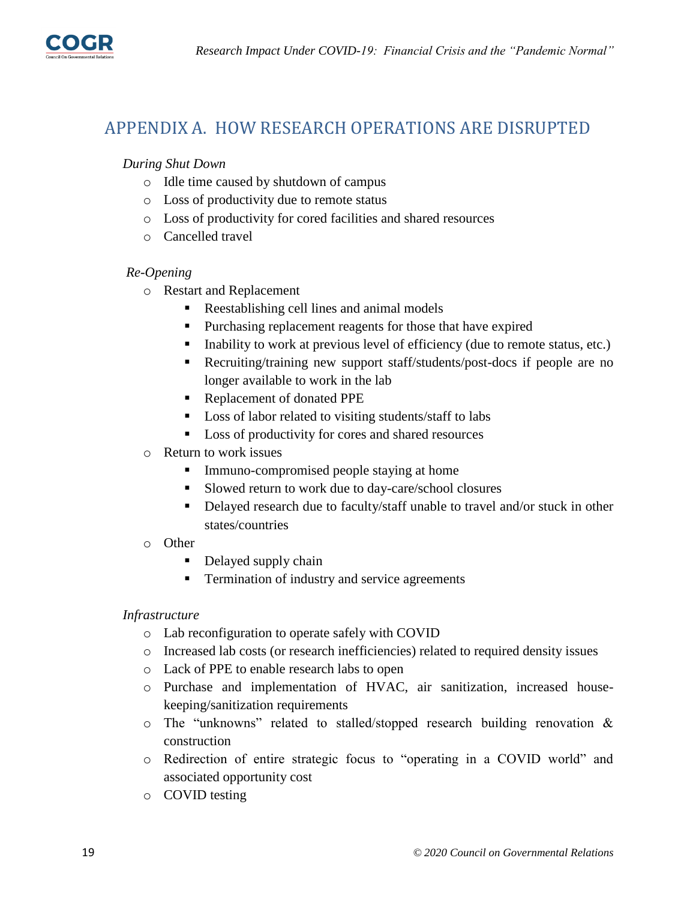## APPENDIX A. HOW RESEARCH OPERATIONS ARE DISRUPTED

*During Shut Down*

- Idle time caused by shutdown of campus
- Loss of productivity due to remote status
- Loss of productivity for cored facilities and shared resources
- Cancelled travel

*Re-Opening*

- Restart and Replacement
  - Reestablishing cell lines and animal models
  - Purchasing replacement reagents for those that have expired
  - Inability to work at previous level of efficiency (due to remote status, etc.)
  - Recruiting/training new support staff/students/post-docs if people are no longer available to work in the lab
  - Replacement of donated PPE
  - Loss of labor related to visiting students/staff to labs
  - Loss of productivity for cores and shared resources
- Return to work issues
  - Immuno-compromised people staying at home
  - Slowed return to work due to day-care/school closures
  - Delayed research due to faculty/staff unable to travel and/or stuck in other states/countries
- Other
  - Delayed supply chain
  - Termination of industry and service agreements

*Infrastructure*

- Lab reconfiguration to operate safely with COVID
- Increased lab costs (or research inefficiencies) related to required density issues
- Lack of PPE to enable research labs to open
- Purchase and implementation of HVAC, air sanitization, increased house-keeping/sanitization requirements
- The "unknowns" related to stalled/stopped research building renovation & construction
- Redirection of entire strategic focus to "operating in a COVID world" and associated opportunity cost
- COVID testing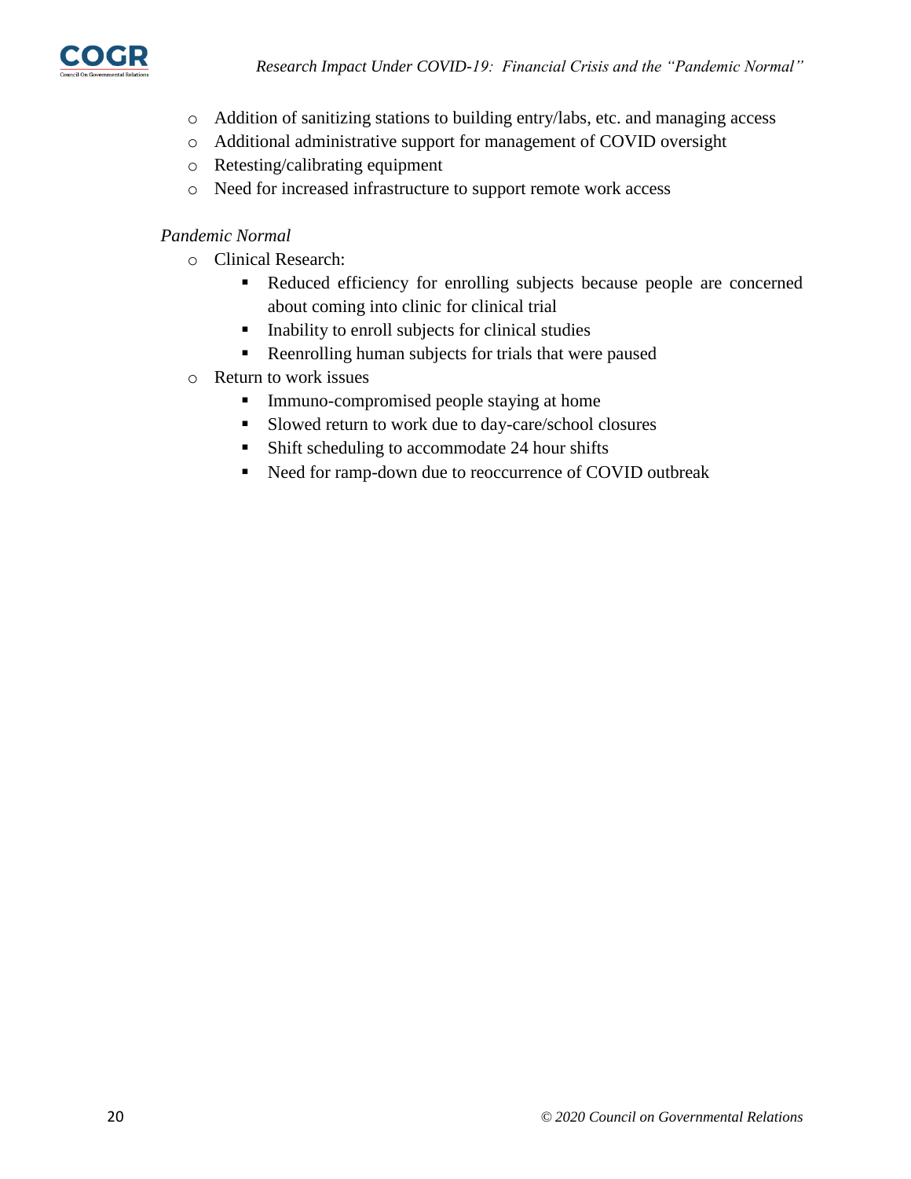- Addition of sanitizing stations to building entry/labs, etc. and managing access
- Additional administrative support for management of COVID oversight
- Retesting/calibrating equipment
- Need for increased infrastructure to support remote work access

*Pandemic Normal*

- Clinical Research:
  - Reduced efficiency for enrolling subjects because people are concerned about coming into clinic for clinical trial
  - Inability to enroll subjects for clinical studies
  - Reenrolling human subjects for trials that were paused
- Return to work issues
  - Immuno-compromised people staying at home
  - Slowed return to work due to day-care/school closures
  - Shift scheduling to accommodate 24 hour shifts
  - Need for ramp-down due to reoccurrence of COVID outbreak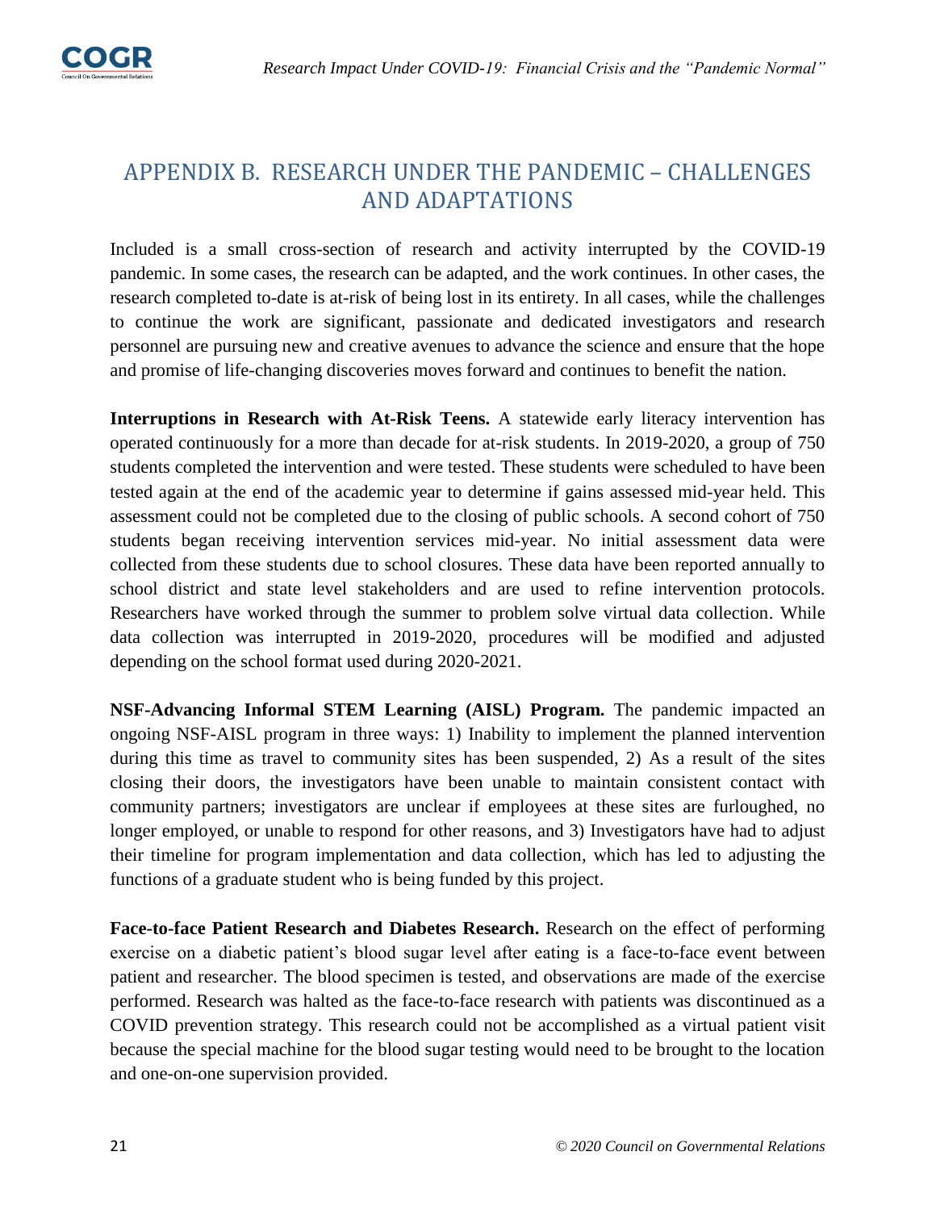# APPENDIX B. RESEARCH UNDER THE PANDEMIC – CHALLENGES AND ADAPTATIONS

Included is a small cross-section of research and activity interrupted by the COVID-19 pandemic. In some cases, the research can be adapted, and the work continues. In other cases, the research completed to-date is at-risk of being lost in its entirety. In all cases, while the challenges to continue the work are significant, passionate and dedicated investigators and research personnel are pursuing new and creative avenues to advance the science and ensure that the hope and promise of life-changing discoveries moves forward and continues to benefit the nation.

**Interruptions in Research with At-Risk Teens.** A statewide early literacy intervention has operated continuously for a more than decade for at-risk students. In 2019-2020, a group of 750 students completed the intervention and were tested. These students were scheduled to have been tested again at the end of the academic year to determine if gains assessed mid-year held. This assessment could not be completed due to the closing of public schools. A second cohort of 750 students began receiving intervention services mid-year. No initial assessment data were collected from these students due to school closures. These data have been reported annually to school district and state level stakeholders and are used to refine intervention protocols. Researchers have worked through the summer to problem solve virtual data collection. While data collection was interrupted in 2019-2020, procedures will be modified and adjusted depending on the school format used during 2020-2021.

**NSF-Advancing Informal STEM Learning (AISL) Program.** The pandemic impacted an ongoing NSF-AISL program in three ways: 1) Inability to implement the planned intervention during this time as travel to community sites has been suspended, 2) As a result of the sites closing their doors, the investigators have been unable to maintain consistent contact with community partners; investigators are unclear if employees at these sites are furloughed, no longer employed, or unable to respond for other reasons, and 3) Investigators have had to adjust their timeline for program implementation and data collection, which has led to adjusting the functions of a graduate student who is being funded by this project.

**Face-to-face Patient Research and Diabetes Research.** Research on the effect of performing exercise on a diabetic patient's blood sugar level after eating is a face-to-face event between patient and researcher. The blood specimen is tested, and observations are made of the exercise performed. Research was halted as the face-to-face research with patients was discontinued as a COVID prevention strategy. This research could not be accomplished as a virtual patient visit because the special machine for the blood sugar testing would need to be brought to the location and one-on-one supervision provided.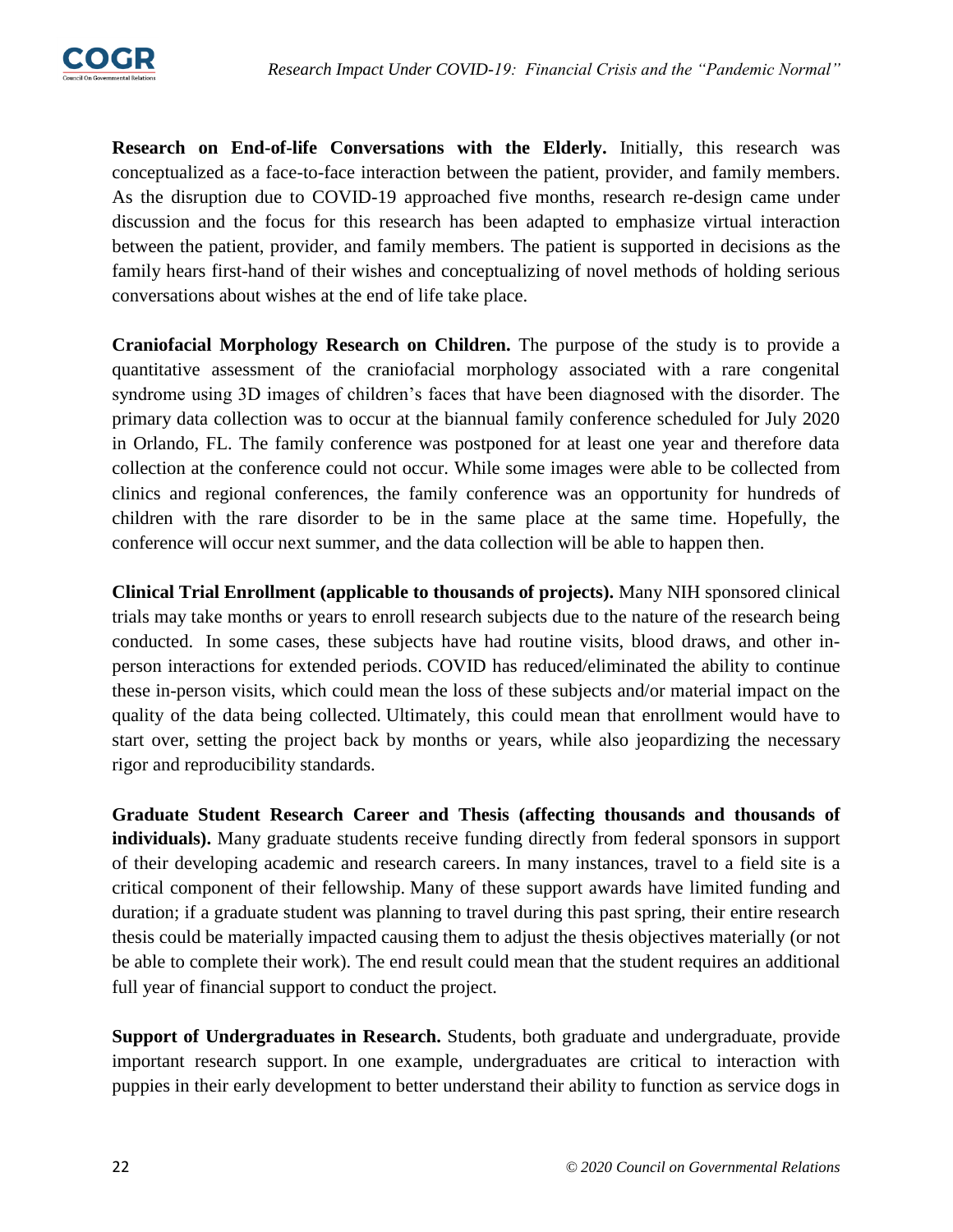**Research on End-of-life Conversations with the Elderly.** Initially, this research was conceptualized as a face-to-face interaction between the patient, provider, and family members. As the disruption due to COVID-19 approached five months, research re-design came under discussion and the focus for this research has been adapted to emphasize virtual interaction between the patient, provider, and family members. The patient is supported in decisions as the family hears first-hand of their wishes and conceptualizing of novel methods of holding serious conversations about wishes at the end of life take place.

**Craniofacial Morphology Research on Children.** The purpose of the study is to provide a quantitative assessment of the craniofacial morphology associated with a rare congenital syndrome using 3D images of children's faces that have been diagnosed with the disorder. The primary data collection was to occur at the biannual family conference scheduled for July 2020 in Orlando, FL. The family conference was postponed for at least one year and therefore data collection at the conference could not occur. While some images were able to be collected from clinics and regional conferences, the family conference was an opportunity for hundreds of children with the rare disorder to be in the same place at the same time. Hopefully, the conference will occur next summer, and the data collection will be able to happen then.

**Clinical Trial Enrollment (applicable to thousands of projects).** Many NIH sponsored clinical trials may take months or years to enroll research subjects due to the nature of the research being conducted. In some cases, these subjects have had routine visits, blood draws, and other in-person interactions for extended periods. COVID has reduced/eliminated the ability to continue these in-person visits, which could mean the loss of these subjects and/or material impact on the quality of the data being collected. Ultimately, this could mean that enrollment would have to start over, setting the project back by months or years, while also jeopardizing the necessary rigor and reproducibility standards.

**Graduate Student Research Career and Thesis (affecting thousands and thousands of individuals).** Many graduate students receive funding directly from federal sponsors in support of their developing academic and research careers. In many instances, travel to a field site is a critical component of their fellowship. Many of these support awards have limited funding and duration; if a graduate student was planning to travel during this past spring, their entire research thesis could be materially impacted causing them to adjust the thesis objectives materially (or not be able to complete their work). The end result could mean that the student requires an additional full year of financial support to conduct the project.

**Support of Undergraduates in Research.** Students, both graduate and undergraduate, provide important research support. In one example, undergraduates are critical to interaction with puppies in their early development to better understand their ability to function as service dogs in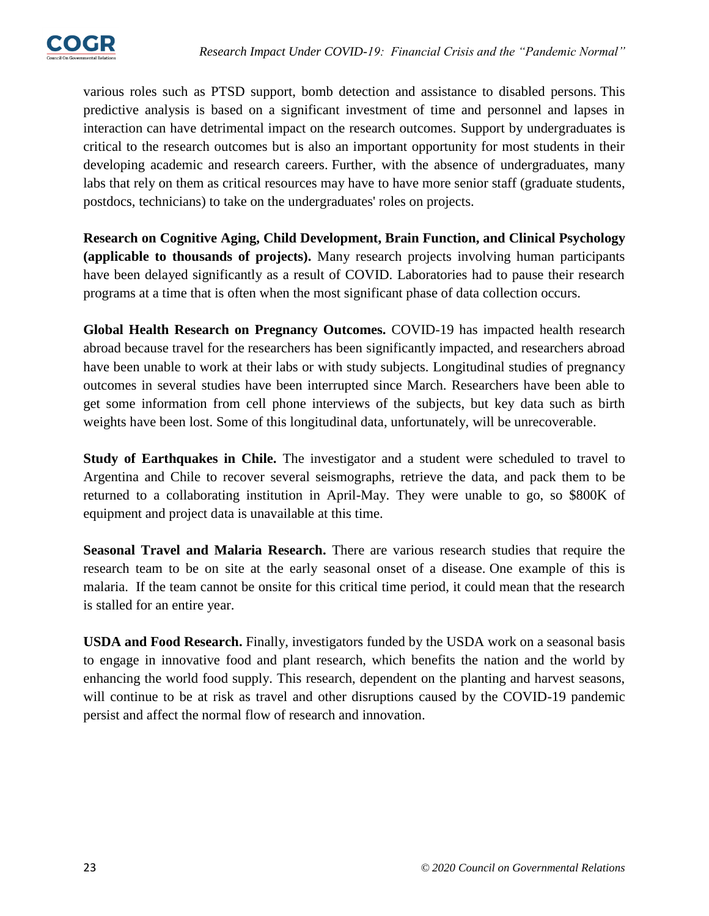various roles such as PTSD support, bomb detection and assistance to disabled persons. This predictive analysis is based on a significant investment of time and personnel and lapses in interaction can have detrimental impact on the research outcomes. Support by undergraduates is critical to the research outcomes but is also an important opportunity for most students in their developing academic and research careers. Further, with the absence of undergraduates, many labs that rely on them as critical resources may have to have more senior staff (graduate students, postdocs, technicians) to take on the undergraduates' roles on projects.

**Research on Cognitive Aging, Child Development, Brain Function, and Clinical Psychology (applicable to thousands of projects).** Many research projects involving human participants have been delayed significantly as a result of COVID. Laboratories had to pause their research programs at a time that is often when the most significant phase of data collection occurs.

**Global Health Research on Pregnancy Outcomes.** COVID-19 has impacted health research abroad because travel for the researchers has been significantly impacted, and researchers abroad have been unable to work at their labs or with study subjects. Longitudinal studies of pregnancy outcomes in several studies have been interrupted since March. Researchers have been able to get some information from cell phone interviews of the subjects, but key data such as birth weights have been lost. Some of this longitudinal data, unfortunately, will be unrecoverable.

**Study of Earthquakes in Chile.** The investigator and a student were scheduled to travel to Argentina and Chile to recover several seismographs, retrieve the data, and pack them to be returned to a collaborating institution in April-May. They were unable to go, so $800K of equipment and project data is unavailable at this time.

**Seasonal Travel and Malaria Research.** There are various research studies that require the research team to be on site at the early seasonal onset of a disease. One example of this is malaria. If the team cannot be onsite for this critical time period, it could mean that the research is stalled for an entire year.

**USDA and Food Research.** Finally, investigators funded by the USDA work on a seasonal basis to engage in innovative food and plant research, which benefits the nation and the world by enhancing the world food supply. This research, dependent on the planting and harvest seasons, will continue to be at risk as travel and other disruptions caused by the COVID-19 pandemic persist and affect the normal flow of research and innovation.